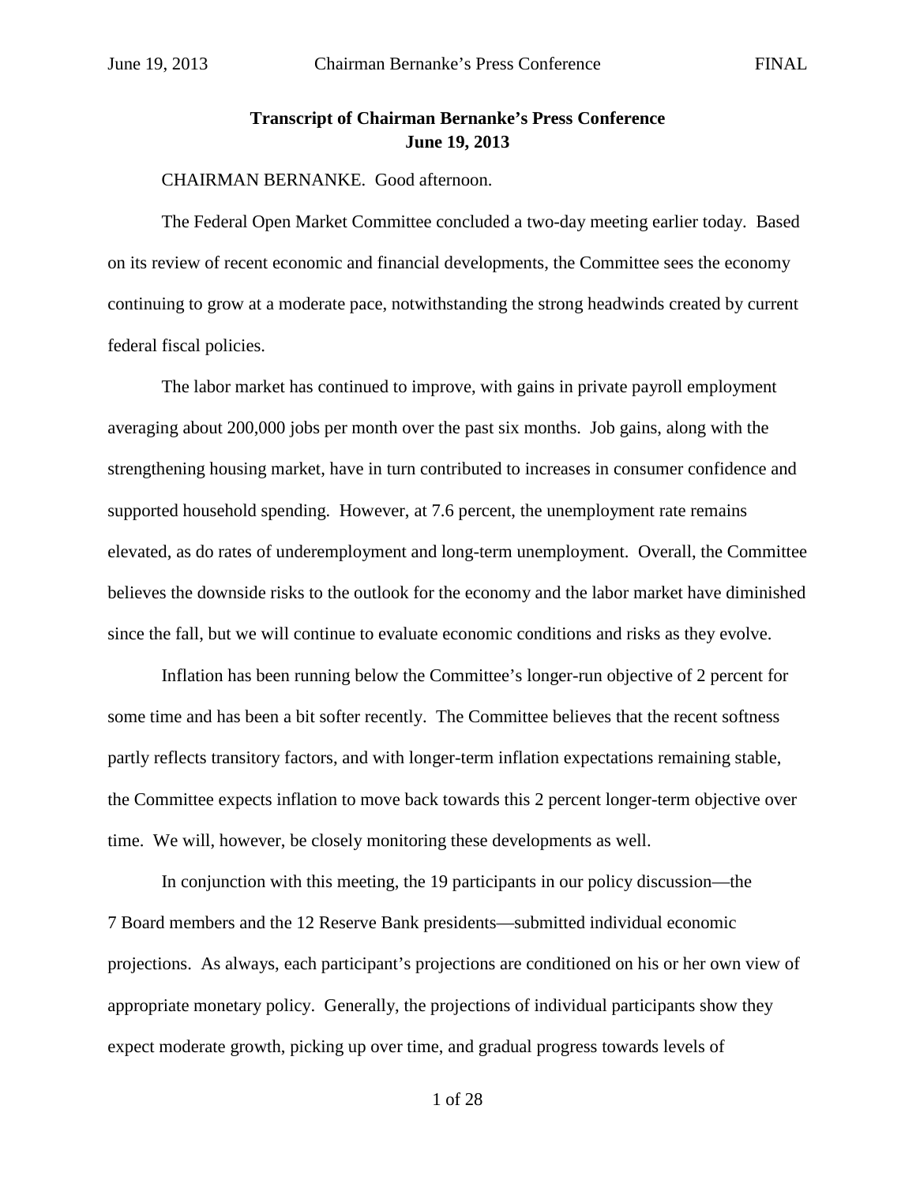**Transcript of Chairman Bernanke's Press Conference**
**June 19, 2013**

CHAIRMAN BERNANKE. Good afternoon.

The Federal Open Market Committee concluded a two-day meeting earlier today. Based on its review of recent economic and financial developments, the Committee sees the economy continuing to grow at a moderate pace, notwithstanding the strong headwinds created by current federal fiscal policies.

The labor market has continued to improve, with gains in private payroll employment averaging about 200,000 jobs per month over the past six months. Job gains, along with the strengthening housing market, have in turn contributed to increases in consumer confidence and supported household spending. However, at 7.6 percent, the unemployment rate remains elevated, as do rates of underemployment and long-term unemployment. Overall, the Committee believes the downside risks to the outlook for the economy and the labor market have diminished since the fall, but we will continue to evaluate economic conditions and risks as they evolve.

Inflation has been running below the Committee's longer-run objective of 2 percent for some time and has been a bit softer recently. The Committee believes that the recent softness partly reflects transitory factors, and with longer-term inflation expectations remaining stable, the Committee expects inflation to move back towards this 2 percent longer-term objective over time. We will, however, be closely monitoring these developments as well.

In conjunction with this meeting, the 19 participants in our policy discussion—the 7 Board members and the 12 Reserve Bank presidents—submitted individual economic projections. As always, each participant's projections are conditioned on his or her own view of appropriate monetary policy. Generally, the projections of individual participants show they expect moderate growth, picking up over time, and gradual progress towards levels of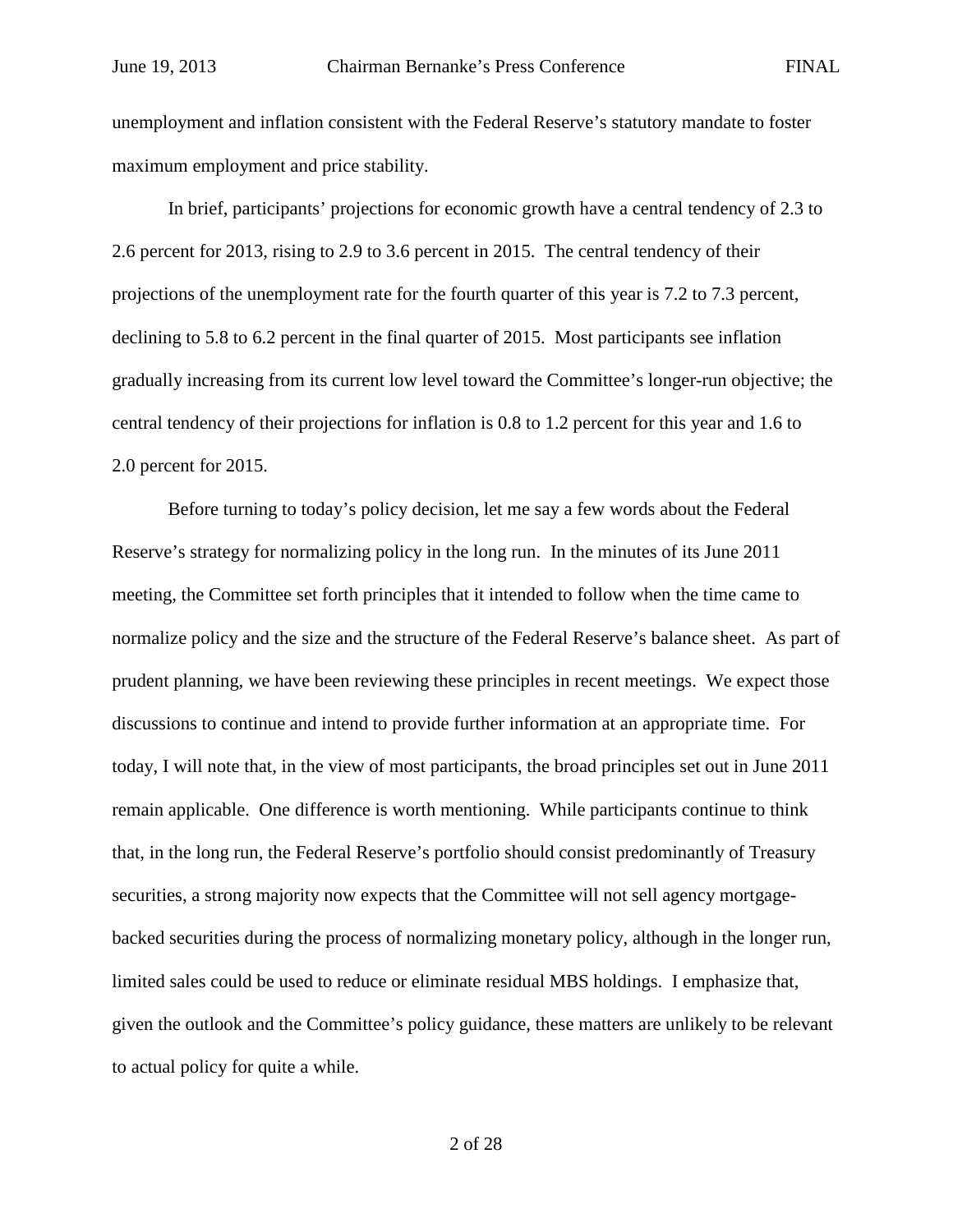unemployment and inflation consistent with the Federal Reserve's statutory mandate to foster maximum employment and price stability.

In brief, participants' projections for economic growth have a central tendency of 2.3 to 2.6 percent for 2013, rising to 2.9 to 3.6 percent in 2015. The central tendency of their projections of the unemployment rate for the fourth quarter of this year is 7.2 to 7.3 percent, declining to 5.8 to 6.2 percent in the final quarter of 2015. Most participants see inflation gradually increasing from its current low level toward the Committee's longer-run objective; the central tendency of their projections for inflation is 0.8 to 1.2 percent for this year and 1.6 to 2.0 percent for 2015.

Before turning to today's policy decision, let me say a few words about the Federal Reserve's strategy for normalizing policy in the long run. In the minutes of its June 2011 meeting, the Committee set forth principles that it intended to follow when the time came to normalize policy and the size and the structure of the Federal Reserve's balance sheet. As part of prudent planning, we have been reviewing these principles in recent meetings. We expect those discussions to continue and intend to provide further information at an appropriate time. For today, I will note that, in the view of most participants, the broad principles set out in June 2011 remain applicable. One difference is worth mentioning. While participants continue to think that, in the long run, the Federal Reserve's portfolio should consist predominantly of Treasury securities, a strong majority now expects that the Committee will not sell agency mortgage-backed securities during the process of normalizing monetary policy, although in the longer run, limited sales could be used to reduce or eliminate residual MBS holdings. I emphasize that, given the outlook and the Committee's policy guidance, these matters are unlikely to be relevant to actual policy for quite a while.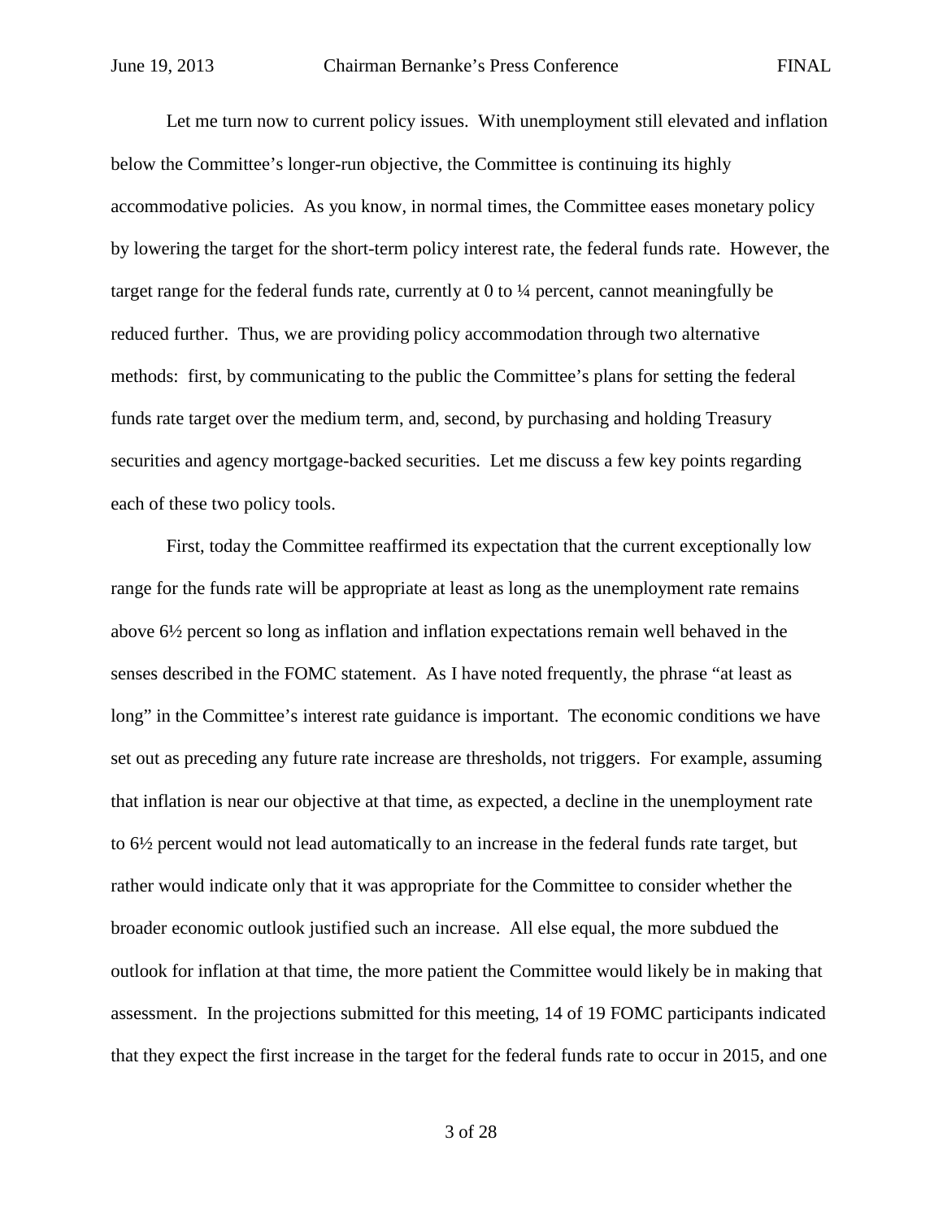Let me turn now to current policy issues. With unemployment still elevated and inflation below the Committee's longer-run objective, the Committee is continuing its highly accommodative policies. As you know, in normal times, the Committee eases monetary policy by lowering the target for the short-term policy interest rate, the federal funds rate. However, the target range for the federal funds rate, currently at 0 to ¼ percent, cannot meaningfully be reduced further. Thus, we are providing policy accommodation through two alternative methods: first, by communicating to the public the Committee's plans for setting the federal funds rate target over the medium term, and, second, by purchasing and holding Treasury securities and agency mortgage-backed securities. Let me discuss a few key points regarding each of these two policy tools.

First, today the Committee reaffirmed its expectation that the current exceptionally low range for the funds rate will be appropriate at least as long as the unemployment rate remains above 6½ percent so long as inflation and inflation expectations remain well behaved in the senses described in the FOMC statement. As I have noted frequently, the phrase "at least as long" in the Committee's interest rate guidance is important. The economic conditions we have set out as preceding any future rate increase are thresholds, not triggers. For example, assuming that inflation is near our objective at that time, as expected, a decline in the unemployment rate to 6½ percent would not lead automatically to an increase in the federal funds rate target, but rather would indicate only that it was appropriate for the Committee to consider whether the broader economic outlook justified such an increase. All else equal, the more subdued the outlook for inflation at that time, the more patient the Committee would likely be in making that assessment. In the projections submitted for this meeting, 14 of 19 FOMC participants indicated that they expect the first increase in the target for the federal funds rate to occur in 2015, and one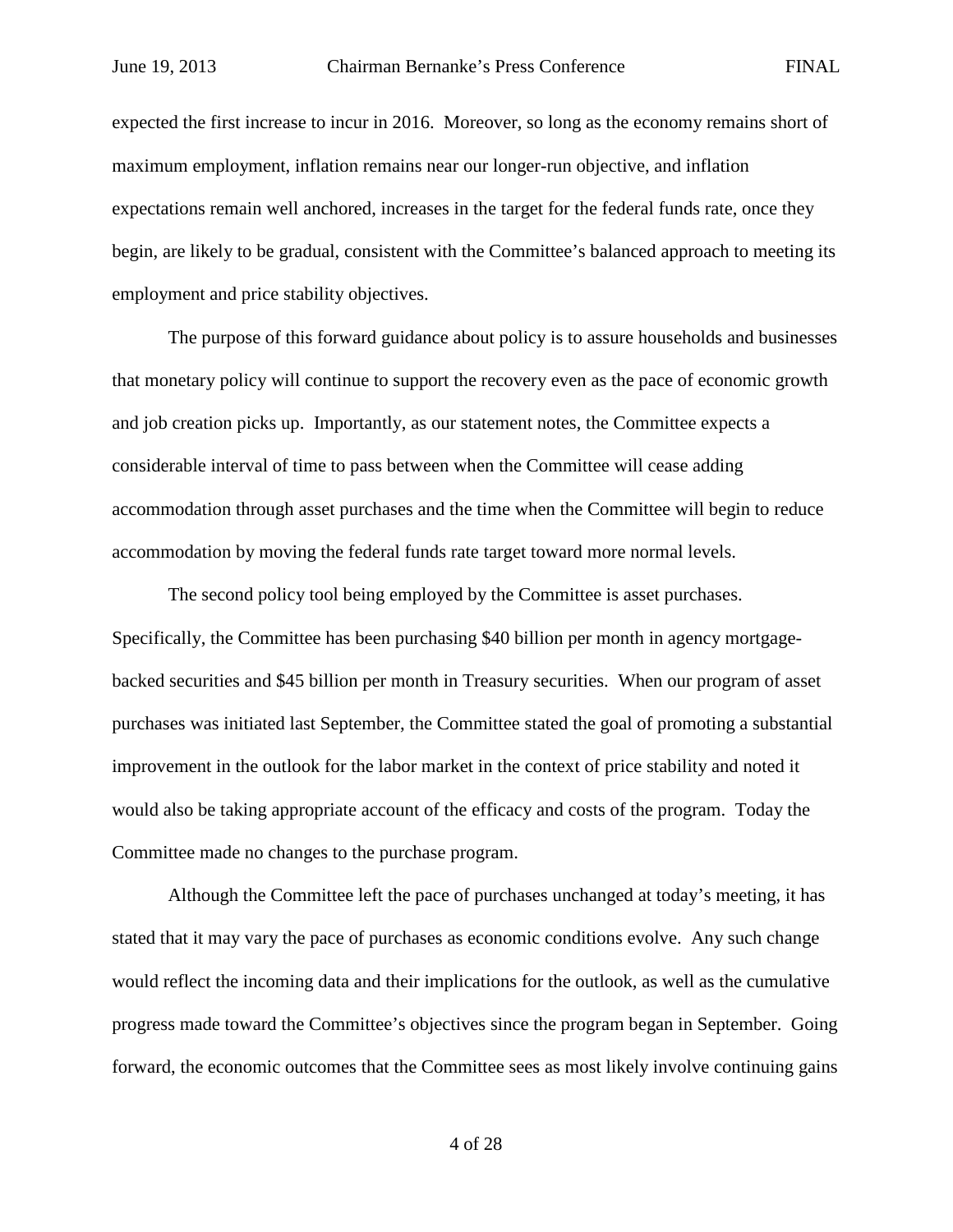expected the first increase to incur in 2016. Moreover, so long as the economy remains short of maximum employment, inflation remains near our longer-run objective, and inflation expectations remain well anchored, increases in the target for the federal funds rate, once they begin, are likely to be gradual, consistent with the Committee's balanced approach to meeting its employment and price stability objectives.

The purpose of this forward guidance about policy is to assure households and businesses that monetary policy will continue to support the recovery even as the pace of economic growth and job creation picks up. Importantly, as our statement notes, the Committee expects a considerable interval of time to pass between when the Committee will cease adding accommodation through asset purchases and the time when the Committee will begin to reduce accommodation by moving the federal funds rate target toward more normal levels.

The second policy tool being employed by the Committee is asset purchases. Specifically, the Committee has been purchasing $40 billion per month in agency mortgage-backed securities and $45 billion per month in Treasury securities. When our program of asset purchases was initiated last September, the Committee stated the goal of promoting a substantial improvement in the outlook for the labor market in the context of price stability and noted it would also be taking appropriate account of the efficacy and costs of the program. Today the Committee made no changes to the purchase program.

Although the Committee left the pace of purchases unchanged at today's meeting, it has stated that it may vary the pace of purchases as economic conditions evolve. Any such change would reflect the incoming data and their implications for the outlook, as well as the cumulative progress made toward the Committee's objectives since the program began in September. Going forward, the economic outcomes that the Committee sees as most likely involve continuing gains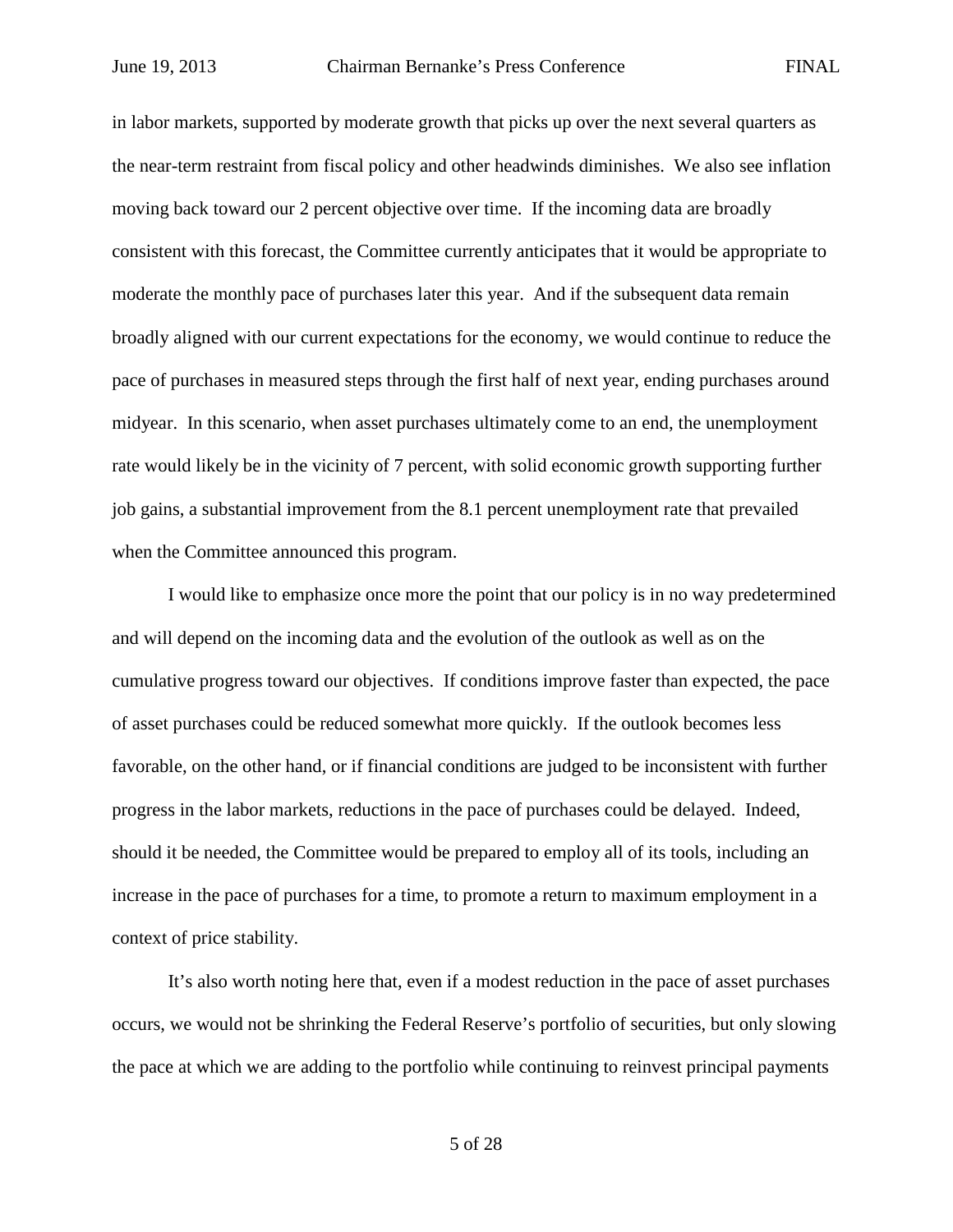in labor markets, supported by moderate growth that picks up over the next several quarters as the near-term restraint from fiscal policy and other headwinds diminishes. We also see inflation moving back toward our 2 percent objective over time. If the incoming data are broadly consistent with this forecast, the Committee currently anticipates that it would be appropriate to moderate the monthly pace of purchases later this year. And if the subsequent data remain broadly aligned with our current expectations for the economy, we would continue to reduce the pace of purchases in measured steps through the first half of next year, ending purchases around midyear. In this scenario, when asset purchases ultimately come to an end, the unemployment rate would likely be in the vicinity of 7 percent, with solid economic growth supporting further job gains, a substantial improvement from the 8.1 percent unemployment rate that prevailed when the Committee announced this program.

I would like to emphasize once more the point that our policy is in no way predetermined and will depend on the incoming data and the evolution of the outlook as well as on the cumulative progress toward our objectives. If conditions improve faster than expected, the pace of asset purchases could be reduced somewhat more quickly. If the outlook becomes less favorable, on the other hand, or if financial conditions are judged to be inconsistent with further progress in the labor markets, reductions in the pace of purchases could be delayed. Indeed, should it be needed, the Committee would be prepared to employ all of its tools, including an increase in the pace of purchases for a time, to promote a return to maximum employment in a context of price stability.

It's also worth noting here that, even if a modest reduction in the pace of asset purchases occurs, we would not be shrinking the Federal Reserve's portfolio of securities, but only slowing the pace at which we are adding to the portfolio while continuing to reinvest principal payments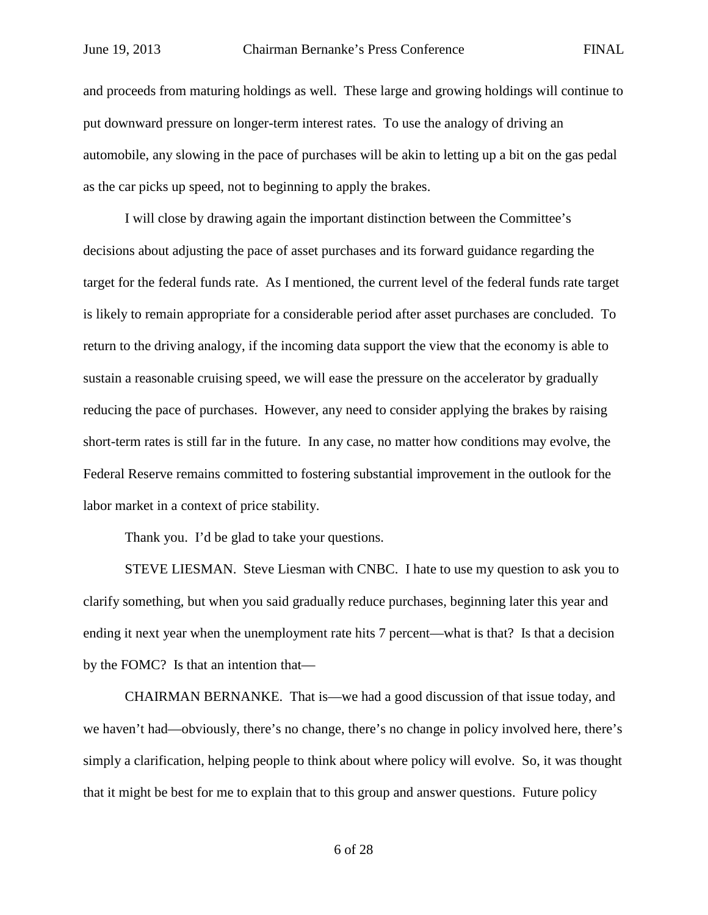and proceeds from maturing holdings as well. These large and growing holdings will continue to put downward pressure on longer-term interest rates. To use the analogy of driving an automobile, any slowing in the pace of purchases will be akin to letting up a bit on the gas pedal as the car picks up speed, not to beginning to apply the brakes.

I will close by drawing again the important distinction between the Committee's decisions about adjusting the pace of asset purchases and its forward guidance regarding the target for the federal funds rate. As I mentioned, the current level of the federal funds rate target is likely to remain appropriate for a considerable period after asset purchases are concluded. To return to the driving analogy, if the incoming data support the view that the economy is able to sustain a reasonable cruising speed, we will ease the pressure on the accelerator by gradually reducing the pace of purchases. However, any need to consider applying the brakes by raising short-term rates is still far in the future. In any case, no matter how conditions may evolve, the Federal Reserve remains committed to fostering substantial improvement in the outlook for the labor market in a context of price stability.

Thank you. I'd be glad to take your questions.

STEVE LIESMAN. Steve Liesman with CNBC. I hate to use my question to ask you to clarify something, but when you said gradually reduce purchases, beginning later this year and ending it next year when the unemployment rate hits 7 percent—what is that? Is that a decision by the FOMC? Is that an intention that—

CHAIRMAN BERNANKE. That is—we had a good discussion of that issue today, and we haven't had—obviously, there's no change, there's no change in policy involved here, there's simply a clarification, helping people to think about where policy will evolve. So, it was thought that it might be best for me to explain that to this group and answer questions. Future policy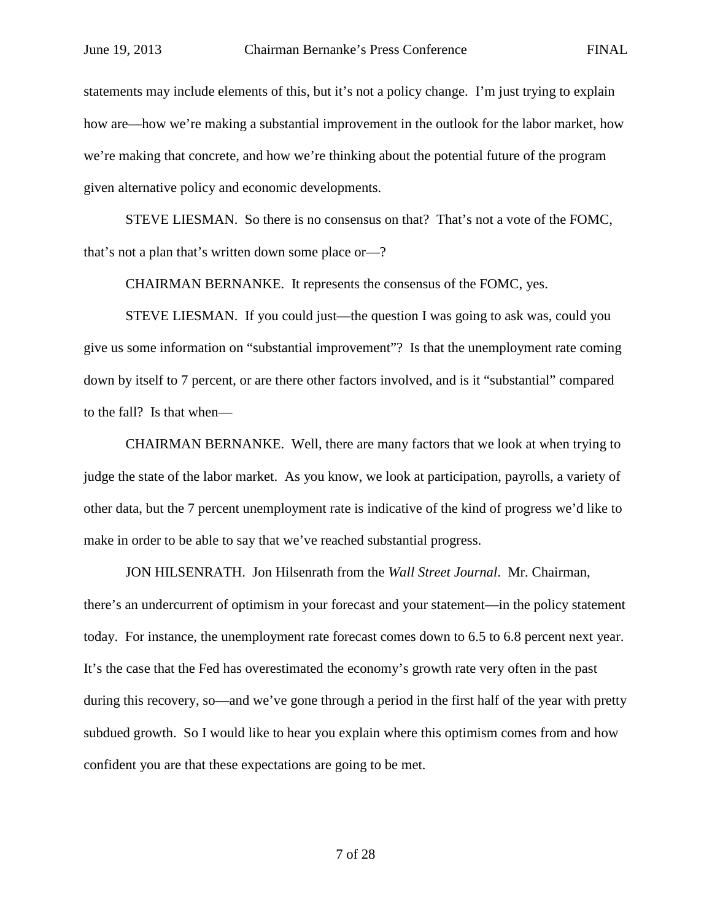statements may include elements of this, but it's not a policy change. I'm just trying to explain how are—how we're making a substantial improvement in the outlook for the labor market, how we're making that concrete, and how we're thinking about the potential future of the program given alternative policy and economic developments.

STEVE LIESMAN. So there is no consensus on that? That's not a vote of the FOMC, that's not a plan that's written down some place or—?

CHAIRMAN BERNANKE. It represents the consensus of the FOMC, yes.

STEVE LIESMAN. If you could just—the question I was going to ask was, could you give us some information on "substantial improvement"? Is that the unemployment rate coming down by itself to 7 percent, or are there other factors involved, and is it "substantial" compared to the fall? Is that when—

CHAIRMAN BERNANKE. Well, there are many factors that we look at when trying to judge the state of the labor market. As you know, we look at participation, payrolls, a variety of other data, but the 7 percent unemployment rate is indicative of the kind of progress we'd like to make in order to be able to say that we've reached substantial progress.

JON HILSENRATH. Jon Hilsenrath from the *Wall Street Journal*. Mr. Chairman, there's an undercurrent of optimism in your forecast and your statement—in the policy statement today. For instance, the unemployment rate forecast comes down to 6.5 to 6.8 percent next year. It's the case that the Fed has overestimated the economy's growth rate very often in the past during this recovery, so—and we've gone through a period in the first half of the year with pretty subdued growth. So I would like to hear you explain where this optimism comes from and how confident you are that these expectations are going to be met.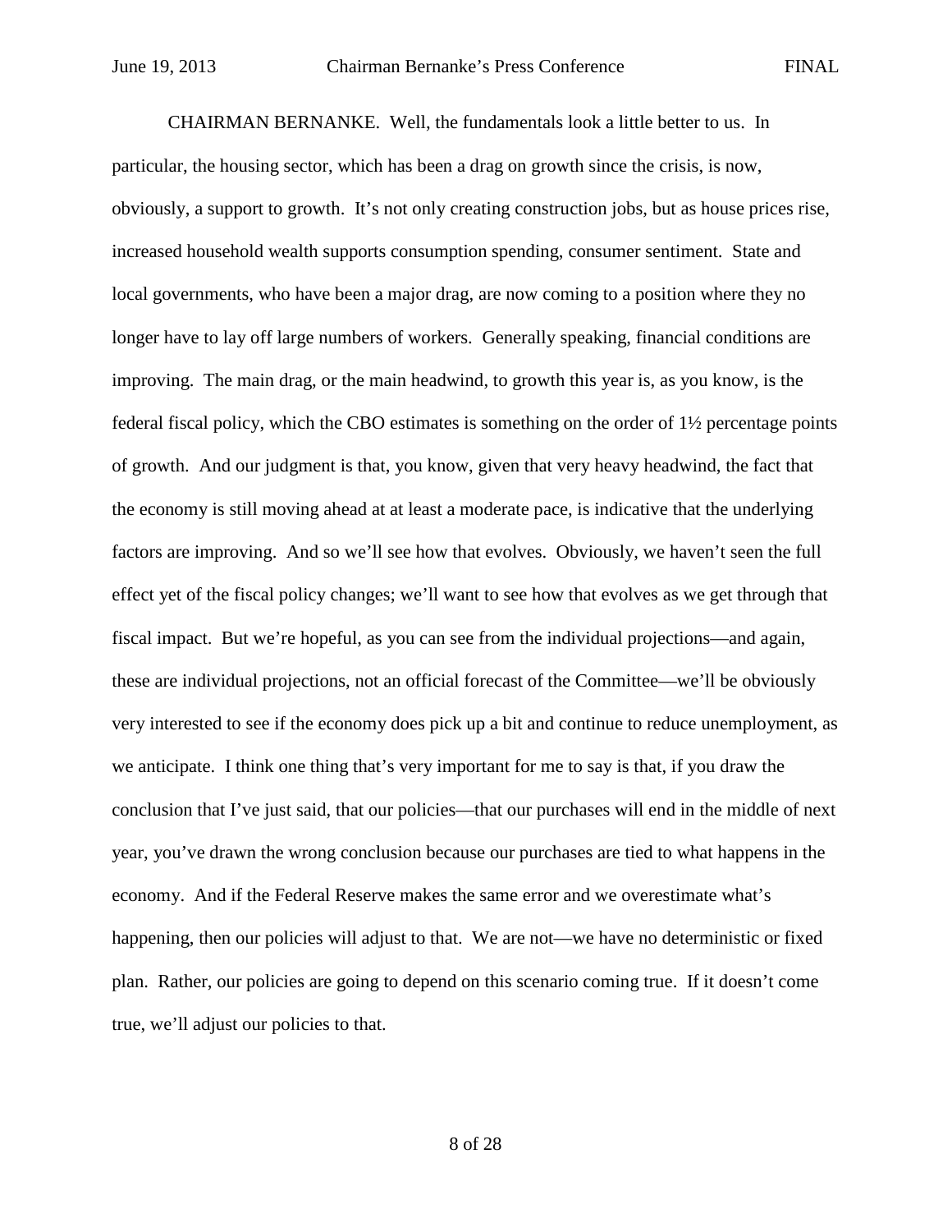CHAIRMAN BERNANKE. Well, the fundamentals look a little better to us. In particular, the housing sector, which has been a drag on growth since the crisis, is now, obviously, a support to growth. It's not only creating construction jobs, but as house prices rise, increased household wealth supports consumption spending, consumer sentiment. State and local governments, who have been a major drag, are now coming to a position where they no longer have to lay off large numbers of workers. Generally speaking, financial conditions are improving. The main drag, or the main headwind, to growth this year is, as you know, is the federal fiscal policy, which the CBO estimates is something on the order of 1½ percentage points of growth. And our judgment is that, you know, given that very heavy headwind, the fact that the economy is still moving ahead at at least a moderate pace, is indicative that the underlying factors are improving. And so we'll see how that evolves. Obviously, we haven't seen the full effect yet of the fiscal policy changes; we'll want to see how that evolves as we get through that fiscal impact. But we're hopeful, as you can see from the individual projections—and again, these are individual projections, not an official forecast of the Committee—we'll be obviously very interested to see if the economy does pick up a bit and continue to reduce unemployment, as we anticipate. I think one thing that's very important for me to say is that, if you draw the conclusion that I've just said, that our policies—that our purchases will end in the middle of next year, you've drawn the wrong conclusion because our purchases are tied to what happens in the economy. And if the Federal Reserve makes the same error and we overestimate what's happening, then our policies will adjust to that. We are not—we have no deterministic or fixed plan. Rather, our policies are going to depend on this scenario coming true. If it doesn't come true, we'll adjust our policies to that.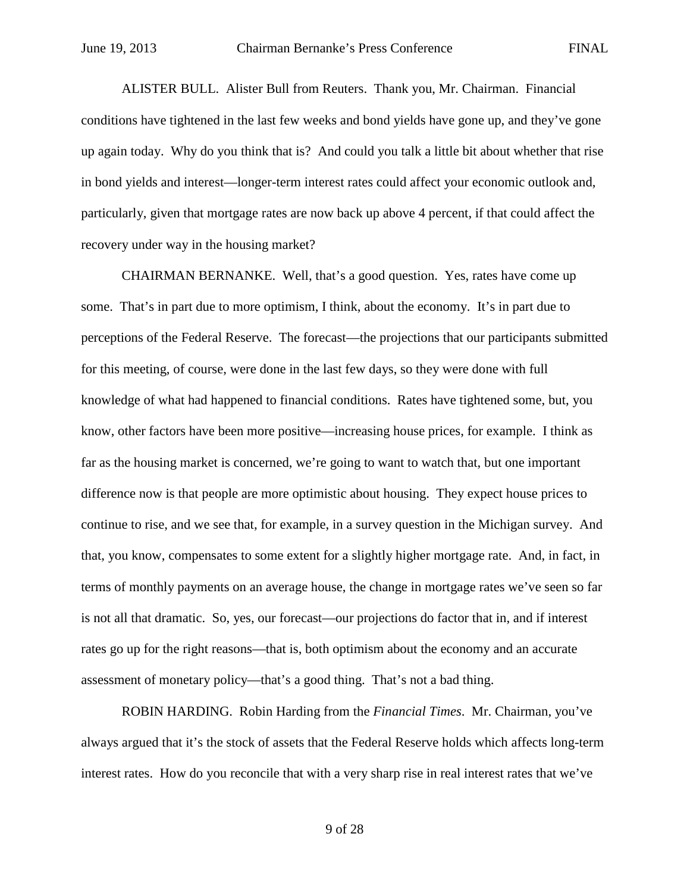ALISTER BULL. Alister Bull from Reuters. Thank you, Mr. Chairman. Financial conditions have tightened in the last few weeks and bond yields have gone up, and they've gone up again today. Why do you think that is? And could you talk a little bit about whether that rise in bond yields and interest—longer-term interest rates could affect your economic outlook and, particularly, given that mortgage rates are now back up above 4 percent, if that could affect the recovery under way in the housing market?

CHAIRMAN BERNANKE. Well, that's a good question. Yes, rates have come up some. That's in part due to more optimism, I think, about the economy. It's in part due to perceptions of the Federal Reserve. The forecast—the projections that our participants submitted for this meeting, of course, were done in the last few days, so they were done with full knowledge of what had happened to financial conditions. Rates have tightened some, but, you know, other factors have been more positive—increasing house prices, for example. I think as far as the housing market is concerned, we're going to want to watch that, but one important difference now is that people are more optimistic about housing. They expect house prices to continue to rise, and we see that, for example, in a survey question in the Michigan survey. And that, you know, compensates to some extent for a slightly higher mortgage rate. And, in fact, in terms of monthly payments on an average house, the change in mortgage rates we've seen so far is not all that dramatic. So, yes, our forecast—our projections do factor that in, and if interest rates go up for the right reasons—that is, both optimism about the economy and an accurate assessment of monetary policy—that's a good thing. That's not a bad thing.

ROBIN HARDING. Robin Harding from the *Financial Times*. Mr. Chairman, you've always argued that it's the stock of assets that the Federal Reserve holds which affects long-term interest rates. How do you reconcile that with a very sharp rise in real interest rates that we've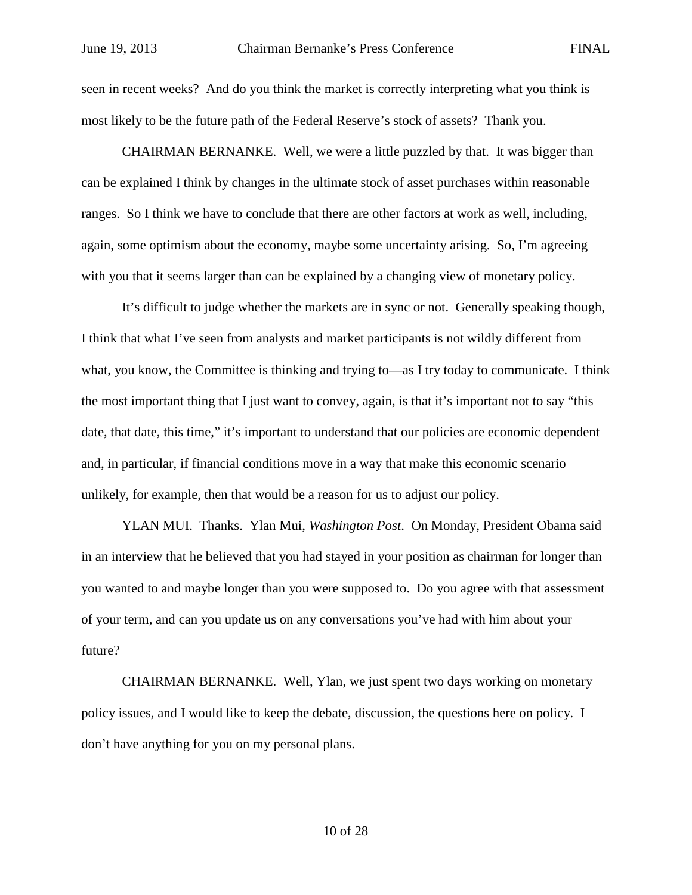seen in recent weeks? And do you think the market is correctly interpreting what you think is most likely to be the future path of the Federal Reserve's stock of assets? Thank you.

CHAIRMAN BERNANKE. Well, we were a little puzzled by that. It was bigger than can be explained I think by changes in the ultimate stock of asset purchases within reasonable ranges. So I think we have to conclude that there are other factors at work as well, including, again, some optimism about the economy, maybe some uncertainty arising. So, I'm agreeing with you that it seems larger than can be explained by a changing view of monetary policy.

It's difficult to judge whether the markets are in sync or not. Generally speaking though, I think that what I've seen from analysts and market participants is not wildly different from what, you know, the Committee is thinking and trying to—as I try today to communicate. I think the most important thing that I just want to convey, again, is that it's important not to say "this date, that date, this time," it's important to understand that our policies are economic dependent and, in particular, if financial conditions move in a way that make this economic scenario unlikely, for example, then that would be a reason for us to adjust our policy.

YLAN MUI. Thanks. Ylan Mui, *Washington Post*. On Monday, President Obama said in an interview that he believed that you had stayed in your position as chairman for longer than you wanted to and maybe longer than you were supposed to. Do you agree with that assessment of your term, and can you update us on any conversations you've had with him about your future?

CHAIRMAN BERNANKE. Well, Ylan, we just spent two days working on monetary policy issues, and I would like to keep the debate, discussion, the questions here on policy. I don't have anything for you on my personal plans.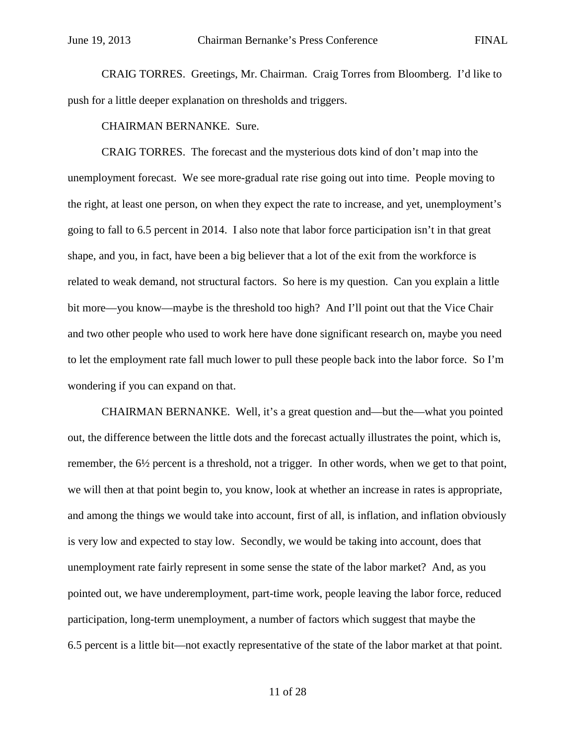CRAIG TORRES. Greetings, Mr. Chairman. Craig Torres from Bloomberg. I'd like to push for a little deeper explanation on thresholds and triggers.

CHAIRMAN BERNANKE. Sure.

CRAIG TORRES. The forecast and the mysterious dots kind of don't map into the unemployment forecast. We see more-gradual rate rise going out into time. People moving to the right, at least one person, on when they expect the rate to increase, and yet, unemployment's going to fall to 6.5 percent in 2014. I also note that labor force participation isn't in that great shape, and you, in fact, have been a big believer that a lot of the exit from the workforce is related to weak demand, not structural factors. So here is my question. Can you explain a little bit more—you know—maybe is the threshold too high? And I'll point out that the Vice Chair and two other people who used to work here have done significant research on, maybe you need to let the employment rate fall much lower to pull these people back into the labor force. So I'm wondering if you can expand on that.

CHAIRMAN BERNANKE. Well, it's a great question and—but the—what you pointed out, the difference between the little dots and the forecast actually illustrates the point, which is, remember, the 6½ percent is a threshold, not a trigger. In other words, when we get to that point, we will then at that point begin to, you know, look at whether an increase in rates is appropriate, and among the things we would take into account, first of all, is inflation, and inflation obviously is very low and expected to stay low. Secondly, we would be taking into account, does that unemployment rate fairly represent in some sense the state of the labor market? And, as you pointed out, we have underemployment, part-time work, people leaving the labor force, reduced participation, long-term unemployment, a number of factors which suggest that maybe the 6.5 percent is a little bit—not exactly representative of the state of the labor market at that point.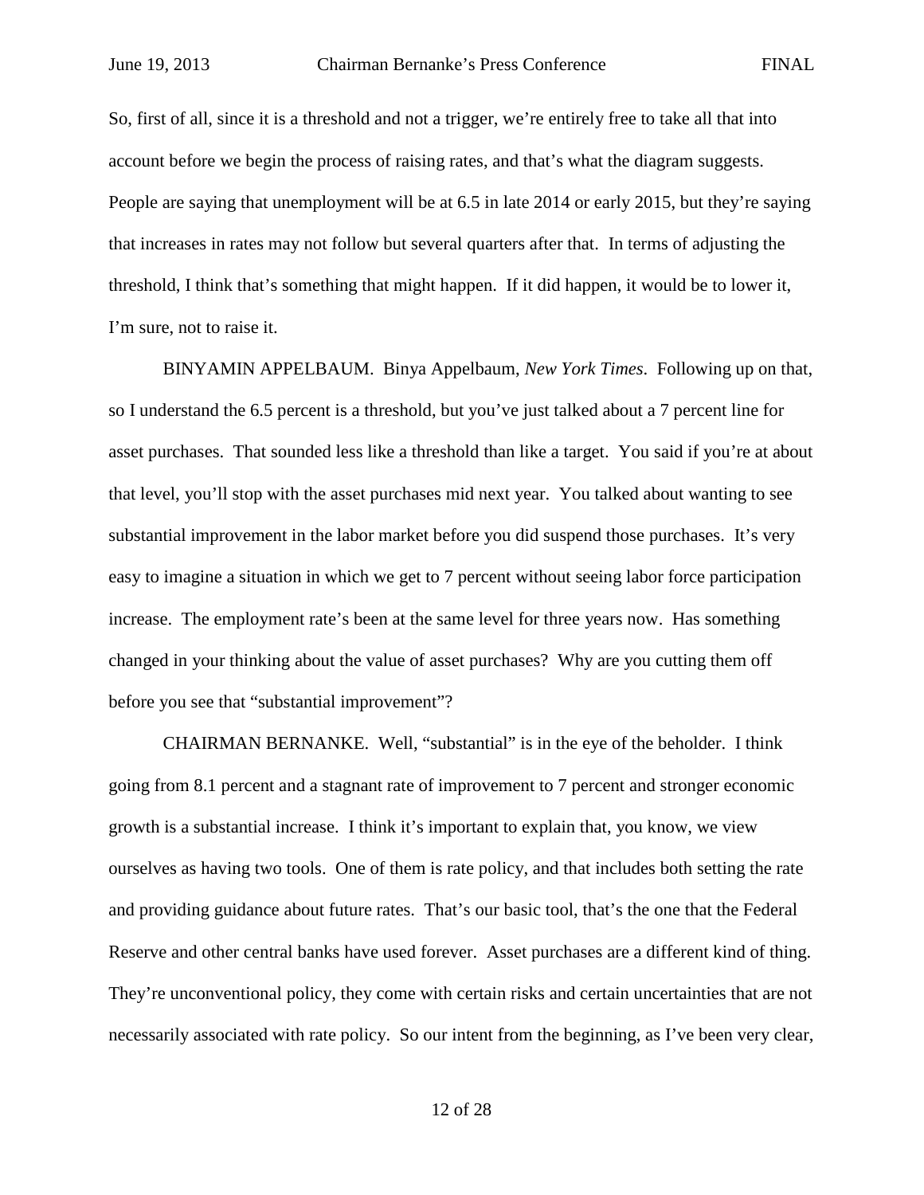So, first of all, since it is a threshold and not a trigger, we're entirely free to take all that into account before we begin the process of raising rates, and that's what the diagram suggests. People are saying that unemployment will be at 6.5 in late 2014 or early 2015, but they're saying that increases in rates may not follow but several quarters after that. In terms of adjusting the threshold, I think that's something that might happen. If it did happen, it would be to lower it, I'm sure, not to raise it.

BINYAMIN APPELBAUM. Binya Appelbaum, *New York Times*. Following up on that, so I understand the 6.5 percent is a threshold, but you've just talked about a 7 percent line for asset purchases. That sounded less like a threshold than like a target. You said if you're at about that level, you'll stop with the asset purchases mid next year. You talked about wanting to see substantial improvement in the labor market before you did suspend those purchases. It's very easy to imagine a situation in which we get to 7 percent without seeing labor force participation increase. The employment rate's been at the same level for three years now. Has something changed in your thinking about the value of asset purchases? Why are you cutting them off before you see that "substantial improvement"?

CHAIRMAN BERNANKE. Well, "substantial" is in the eye of the beholder. I think going from 8.1 percent and a stagnant rate of improvement to 7 percent and stronger economic growth is a substantial increase. I think it's important to explain that, you know, we view ourselves as having two tools. One of them is rate policy, and that includes both setting the rate and providing guidance about future rates. That's our basic tool, that's the one that the Federal Reserve and other central banks have used forever. Asset purchases are a different kind of thing. They're unconventional policy, they come with certain risks and certain uncertainties that are not necessarily associated with rate policy. So our intent from the beginning, as I've been very clear,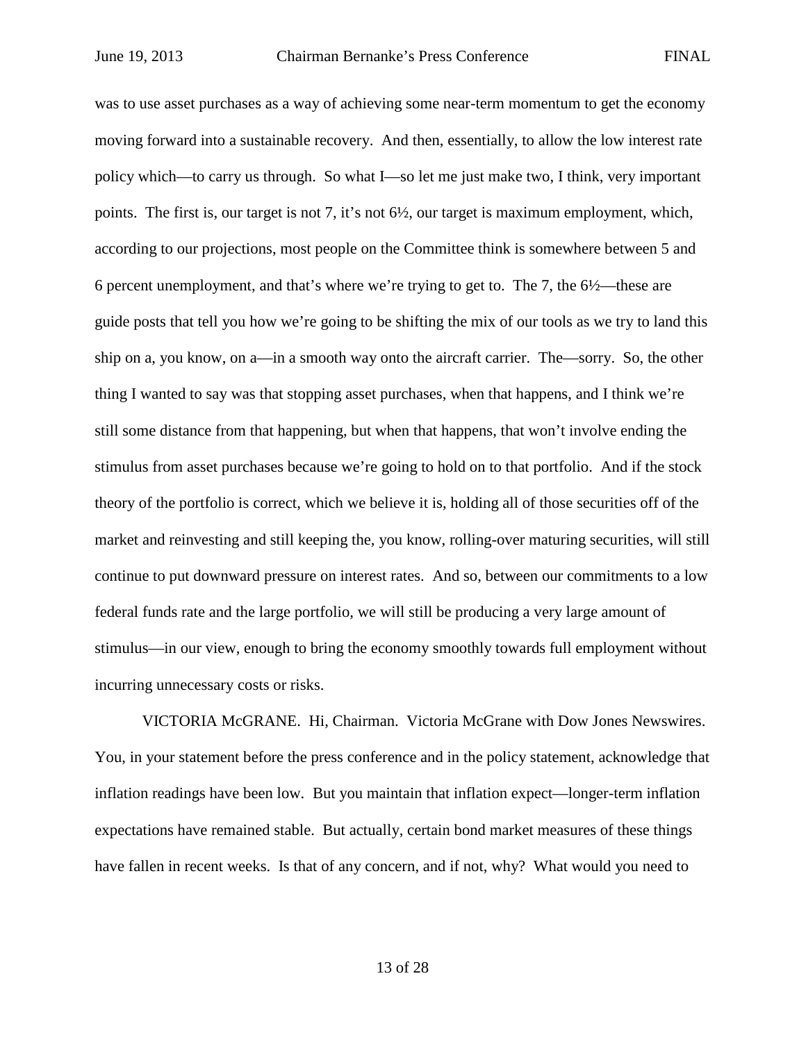was to use asset purchases as a way of achieving some near-term momentum to get the economy moving forward into a sustainable recovery. And then, essentially, to allow the low interest rate policy which—to carry us through. So what I—so let me just make two, I think, very important points. The first is, our target is not 7, it's not 6½, our target is maximum employment, which, according to our projections, most people on the Committee think is somewhere between 5 and 6 percent unemployment, and that's where we're trying to get to. The 7, the 6½—these are guide posts that tell you how we're going to be shifting the mix of our tools as we try to land this ship on a, you know, on a—in a smooth way onto the aircraft carrier. The—sorry. So, the other thing I wanted to say was that stopping asset purchases, when that happens, and I think we're still some distance from that happening, but when that happens, that won't involve ending the stimulus from asset purchases because we're going to hold on to that portfolio. And if the stock theory of the portfolio is correct, which we believe it is, holding all of those securities off of the market and reinvesting and still keeping the, you know, rolling-over maturing securities, will still continue to put downward pressure on interest rates. And so, between our commitments to a low federal funds rate and the large portfolio, we will still be producing a very large amount of stimulus—in our view, enough to bring the economy smoothly towards full employment without incurring unnecessary costs or risks.

VICTORIA McGRANE. Hi, Chairman. Victoria McGrane with Dow Jones Newswires. You, in your statement before the press conference and in the policy statement, acknowledge that inflation readings have been low. But you maintain that inflation expect—longer-term inflation expectations have remained stable. But actually, certain bond market measures of these things have fallen in recent weeks. Is that of any concern, and if not, why? What would you need to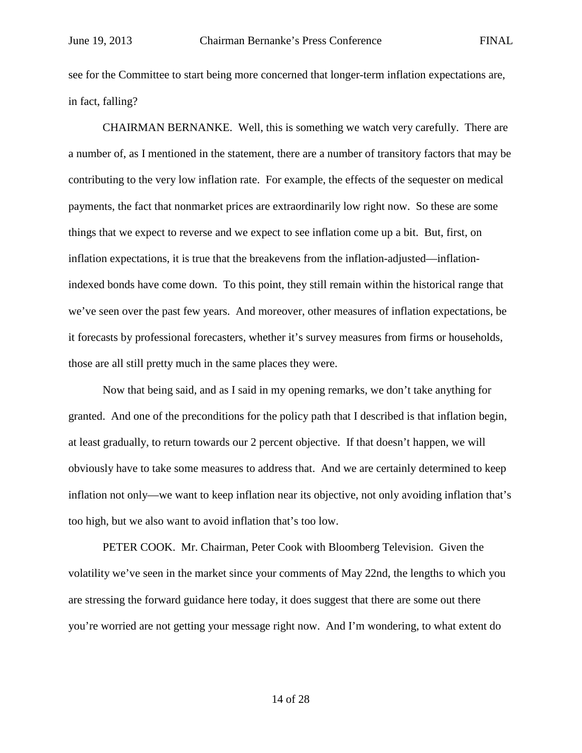see for the Committee to start being more concerned that longer-term inflation expectations are, in fact, falling?

CHAIRMAN BERNANKE. Well, this is something we watch very carefully. There are a number of, as I mentioned in the statement, there are a number of transitory factors that may be contributing to the very low inflation rate. For example, the effects of the sequester on medical payments, the fact that nonmarket prices are extraordinarily low right now. So these are some things that we expect to reverse and we expect to see inflation come up a bit. But, first, on inflation expectations, it is true that the breakevens from the inflation-adjusted—inflation-indexed bonds have come down. To this point, they still remain within the historical range that we've seen over the past few years. And moreover, other measures of inflation expectations, be it forecasts by professional forecasters, whether it's survey measures from firms or households, those are all still pretty much in the same places they were.

Now that being said, and as I said in my opening remarks, we don't take anything for granted. And one of the preconditions for the policy path that I described is that inflation begin, at least gradually, to return towards our 2 percent objective. If that doesn't happen, we will obviously have to take some measures to address that. And we are certainly determined to keep inflation not only—we want to keep inflation near its objective, not only avoiding inflation that's too high, but we also want to avoid inflation that's too low.

PETER COOK. Mr. Chairman, Peter Cook with Bloomberg Television. Given the volatility we've seen in the market since your comments of May 22nd, the lengths to which you are stressing the forward guidance here today, it does suggest that there are some out there you're worried are not getting your message right now. And I'm wondering, to what extent do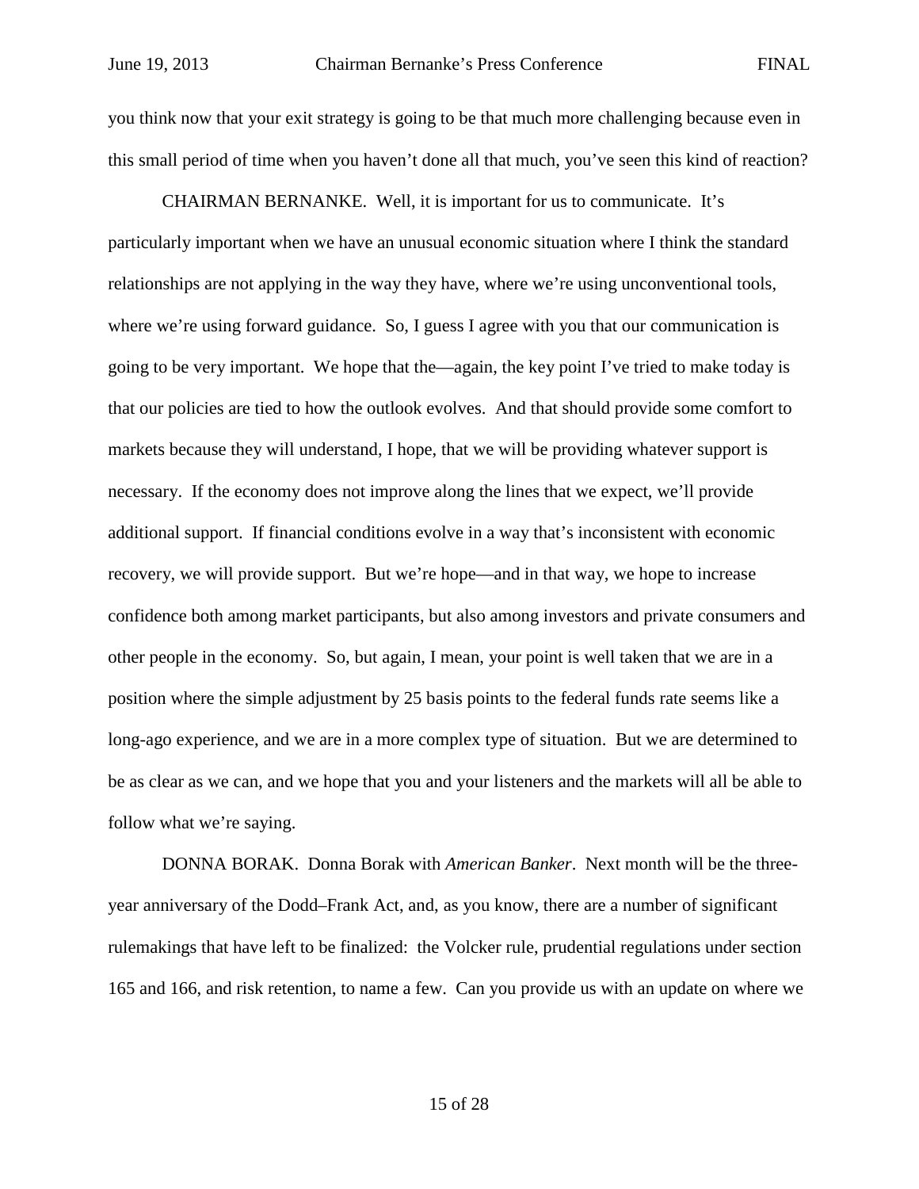you think now that your exit strategy is going to be that much more challenging because even in this small period of time when you haven't done all that much, you've seen this kind of reaction?

CHAIRMAN BERNANKE. Well, it is important for us to communicate. It's particularly important when we have an unusual economic situation where I think the standard relationships are not applying in the way they have, where we're using unconventional tools, where we're using forward guidance. So, I guess I agree with you that our communication is going to be very important. We hope that the—again, the key point I've tried to make today is that our policies are tied to how the outlook evolves. And that should provide some comfort to markets because they will understand, I hope, that we will be providing whatever support is necessary. If the economy does not improve along the lines that we expect, we'll provide additional support. If financial conditions evolve in a way that's inconsistent with economic recovery, we will provide support. But we're hope—and in that way, we hope to increase confidence both among market participants, but also among investors and private consumers and other people in the economy. So, but again, I mean, your point is well taken that we are in a position where the simple adjustment by 25 basis points to the federal funds rate seems like a long-ago experience, and we are in a more complex type of situation. But we are determined to be as clear as we can, and we hope that you and your listeners and the markets will all be able to follow what we're saying.

DONNA BORAK. Donna Borak with *American Banker*. Next month will be the three-year anniversary of the Dodd–Frank Act, and, as you know, there are a number of significant rulemakings that have left to be finalized: the Volcker rule, prudential regulations under section 165 and 166, and risk retention, to name a few. Can you provide us with an update on where we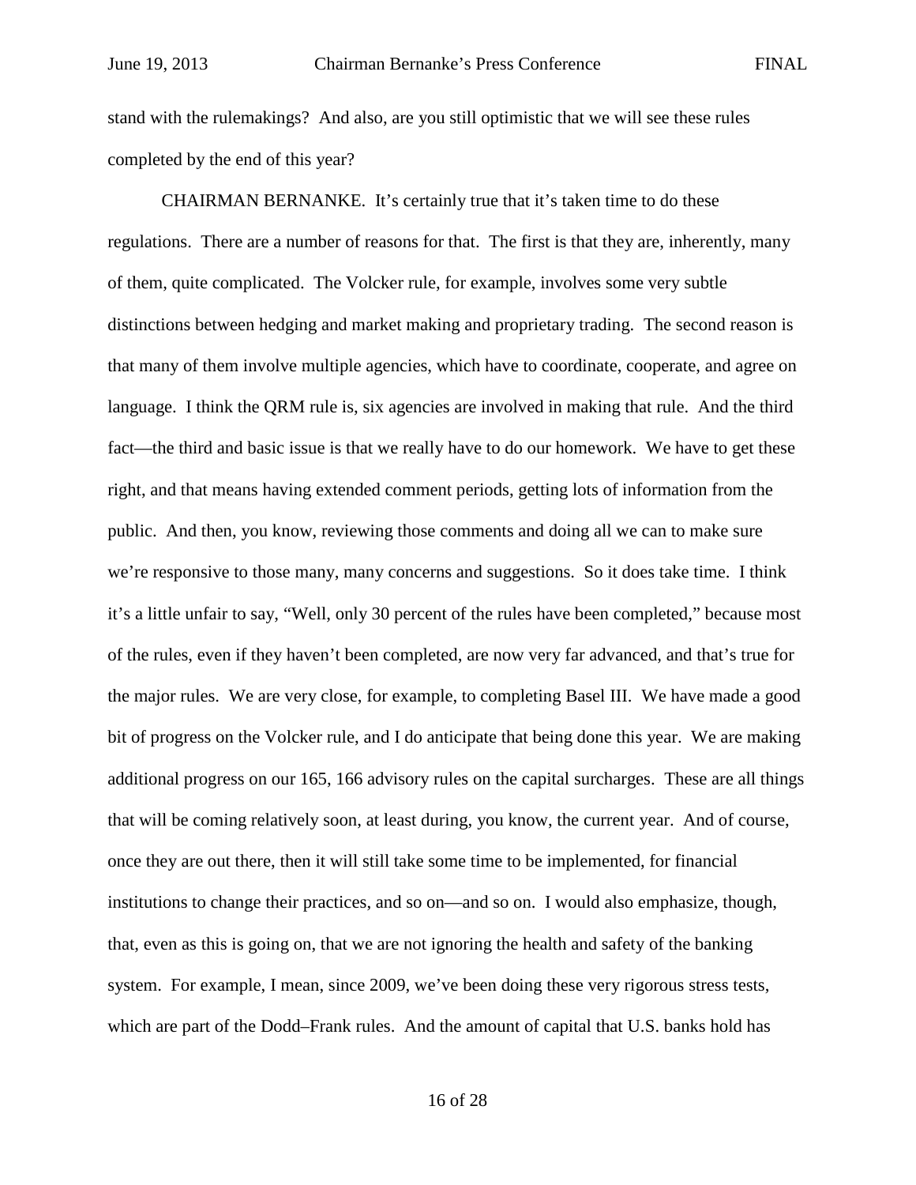stand with the rulemakings? And also, are you still optimistic that we will see these rules completed by the end of this year?

CHAIRMAN BERNANKE. It's certainly true that it's taken time to do these regulations. There are a number of reasons for that. The first is that they are, inherently, many of them, quite complicated. The Volcker rule, for example, involves some very subtle distinctions between hedging and market making and proprietary trading. The second reason is that many of them involve multiple agencies, which have to coordinate, cooperate, and agree on language. I think the QRM rule is, six agencies are involved in making that rule. And the third fact—the third and basic issue is that we really have to do our homework. We have to get these right, and that means having extended comment periods, getting lots of information from the public. And then, you know, reviewing those comments and doing all we can to make sure we're responsive to those many, many concerns and suggestions. So it does take time. I think it's a little unfair to say, "Well, only 30 percent of the rules have been completed," because most of the rules, even if they haven't been completed, are now very far advanced, and that's true for the major rules. We are very close, for example, to completing Basel III. We have made a good bit of progress on the Volcker rule, and I do anticipate that being done this year. We are making additional progress on our 165, 166 advisory rules on the capital surcharges. These are all things that will be coming relatively soon, at least during, you know, the current year. And of course, once they are out there, then it will still take some time to be implemented, for financial institutions to change their practices, and so on—and so on. I would also emphasize, though, that, even as this is going on, that we are not ignoring the health and safety of the banking system. For example, I mean, since 2009, we've been doing these very rigorous stress tests, which are part of the Dodd–Frank rules. And the amount of capital that U.S. banks hold has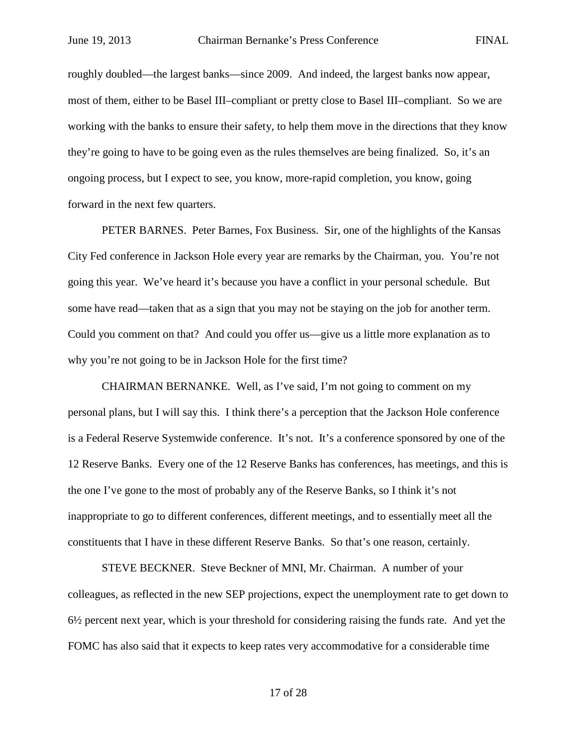roughly doubled—the largest banks—since 2009. And indeed, the largest banks now appear, most of them, either to be Basel III–compliant or pretty close to Basel III–compliant. So we are working with the banks to ensure their safety, to help them move in the directions that they know they're going to have to be going even as the rules themselves are being finalized. So, it's an ongoing process, but I expect to see, you know, more-rapid completion, you know, going forward in the next few quarters.

PETER BARNES. Peter Barnes, Fox Business. Sir, one of the highlights of the Kansas City Fed conference in Jackson Hole every year are remarks by the Chairman, you. You're not going this year. We've heard it's because you have a conflict in your personal schedule. But some have read—taken that as a sign that you may not be staying on the job for another term. Could you comment on that? And could you offer us—give us a little more explanation as to why you're not going to be in Jackson Hole for the first time?

CHAIRMAN BERNANKE. Well, as I've said, I'm not going to comment on my personal plans, but I will say this. I think there's a perception that the Jackson Hole conference is a Federal Reserve Systemwide conference. It's not. It's a conference sponsored by one of the 12 Reserve Banks. Every one of the 12 Reserve Banks has conferences, has meetings, and this is the one I've gone to the most of probably any of the Reserve Banks, so I think it's not inappropriate to go to different conferences, different meetings, and to essentially meet all the constituents that I have in these different Reserve Banks. So that's one reason, certainly.

STEVE BECKNER. Steve Beckner of MNI, Mr. Chairman. A number of your colleagues, as reflected in the new SEP projections, expect the unemployment rate to get down to 6½ percent next year, which is your threshold for considering raising the funds rate. And yet the FOMC has also said that it expects to keep rates very accommodative for a considerable time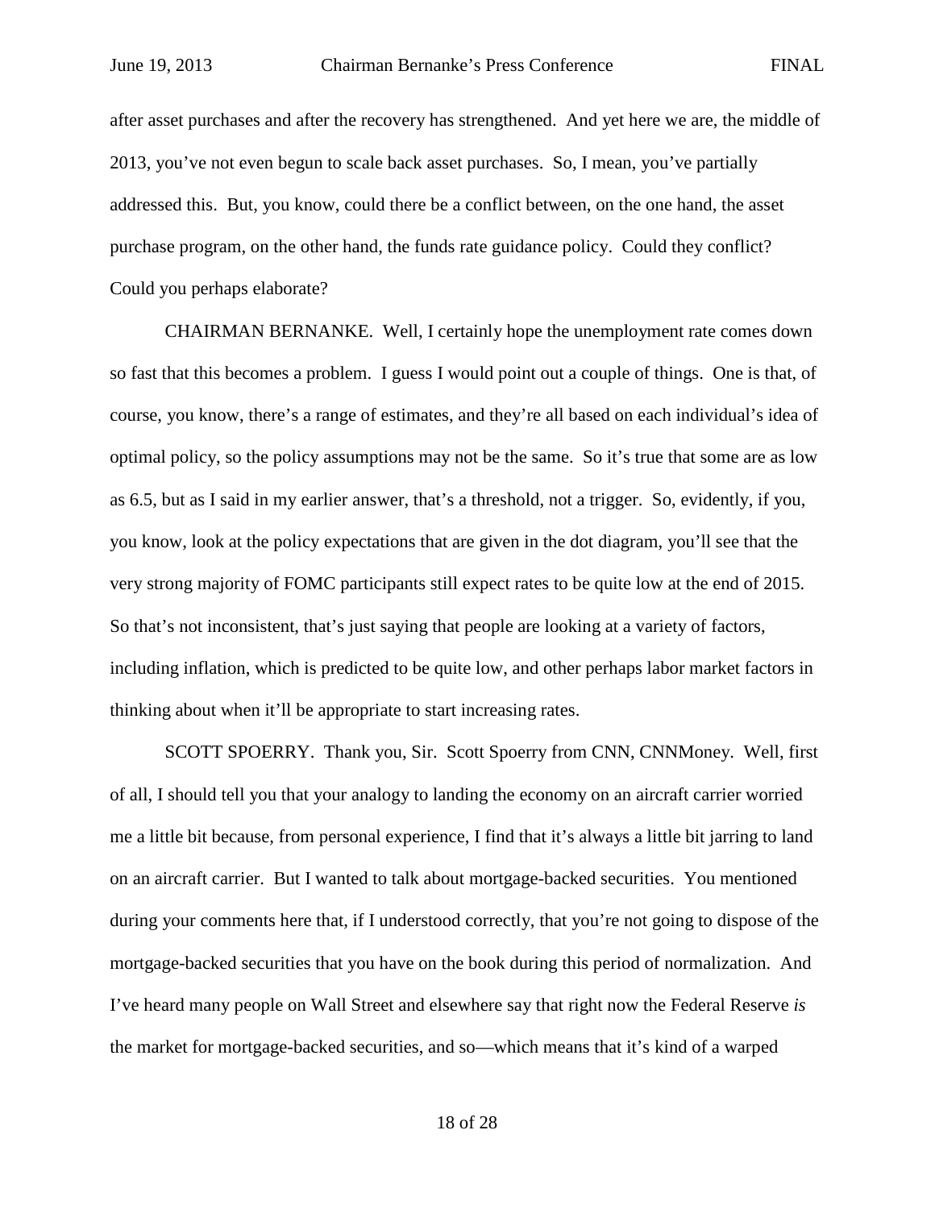after asset purchases and after the recovery has strengthened. And yet here we are, the middle of 2013, you've not even begun to scale back asset purchases. So, I mean, you've partially addressed this. But, you know, could there be a conflict between, on the one hand, the asset purchase program, on the other hand, the funds rate guidance policy. Could they conflict? Could you perhaps elaborate?

CHAIRMAN BERNANKE. Well, I certainly hope the unemployment rate comes down so fast that this becomes a problem. I guess I would point out a couple of things. One is that, of course, you know, there's a range of estimates, and they're all based on each individual's idea of optimal policy, so the policy assumptions may not be the same. So it's true that some are as low as 6.5, but as I said in my earlier answer, that's a threshold, not a trigger. So, evidently, if you, you know, look at the policy expectations that are given in the dot diagram, you'll see that the very strong majority of FOMC participants still expect rates to be quite low at the end of 2015. So that's not inconsistent, that's just saying that people are looking at a variety of factors, including inflation, which is predicted to be quite low, and other perhaps labor market factors in thinking about when it'll be appropriate to start increasing rates.

SCOTT SPOERRY. Thank you, Sir. Scott Spoerry from CNN, CNNMoney. Well, first of all, I should tell you that your analogy to landing the economy on an aircraft carrier worried me a little bit because, from personal experience, I find that it's always a little bit jarring to land on an aircraft carrier. But I wanted to talk about mortgage-backed securities. You mentioned during your comments here that, if I understood correctly, that you're not going to dispose of the mortgage-backed securities that you have on the book during this period of normalization. And I've heard many people on Wall Street and elsewhere say that right now the Federal Reserve *is* the market for mortgage-backed securities, and so—which means that it's kind of a warped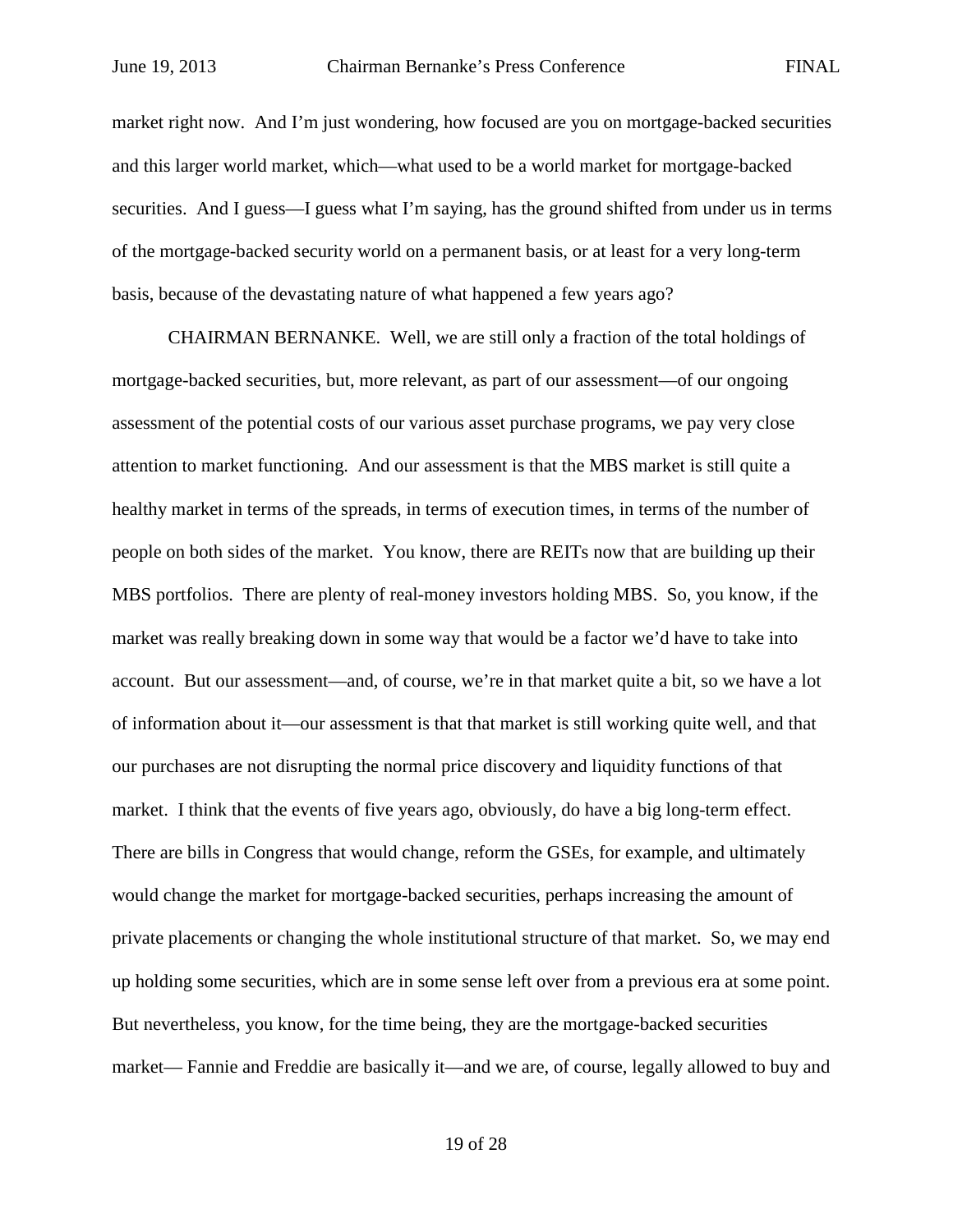market right now. And I'm just wondering, how focused are you on mortgage-backed securities and this larger world market, which—what used to be a world market for mortgage-backed securities. And I guess—I guess what I'm saying, has the ground shifted from under us in terms of the mortgage-backed security world on a permanent basis, or at least for a very long-term basis, because of the devastating nature of what happened a few years ago?

CHAIRMAN BERNANKE. Well, we are still only a fraction of the total holdings of mortgage-backed securities, but, more relevant, as part of our assessment—of our ongoing assessment of the potential costs of our various asset purchase programs, we pay very close attention to market functioning. And our assessment is that the MBS market is still quite a healthy market in terms of the spreads, in terms of execution times, in terms of the number of people on both sides of the market. You know, there are REITs now that are building up their MBS portfolios. There are plenty of real-money investors holding MBS. So, you know, if the market was really breaking down in some way that would be a factor we'd have to take into account. But our assessment—and, of course, we're in that market quite a bit, so we have a lot of information about it—our assessment is that that market is still working quite well, and that our purchases are not disrupting the normal price discovery and liquidity functions of that market. I think that the events of five years ago, obviously, do have a big long-term effect. There are bills in Congress that would change, reform the GSEs, for example, and ultimately would change the market for mortgage-backed securities, perhaps increasing the amount of private placements or changing the whole institutional structure of that market. So, we may end up holding some securities, which are in some sense left over from a previous era at some point. But nevertheless, you know, for the time being, they are the mortgage-backed securities market— Fannie and Freddie are basically it—and we are, of course, legally allowed to buy and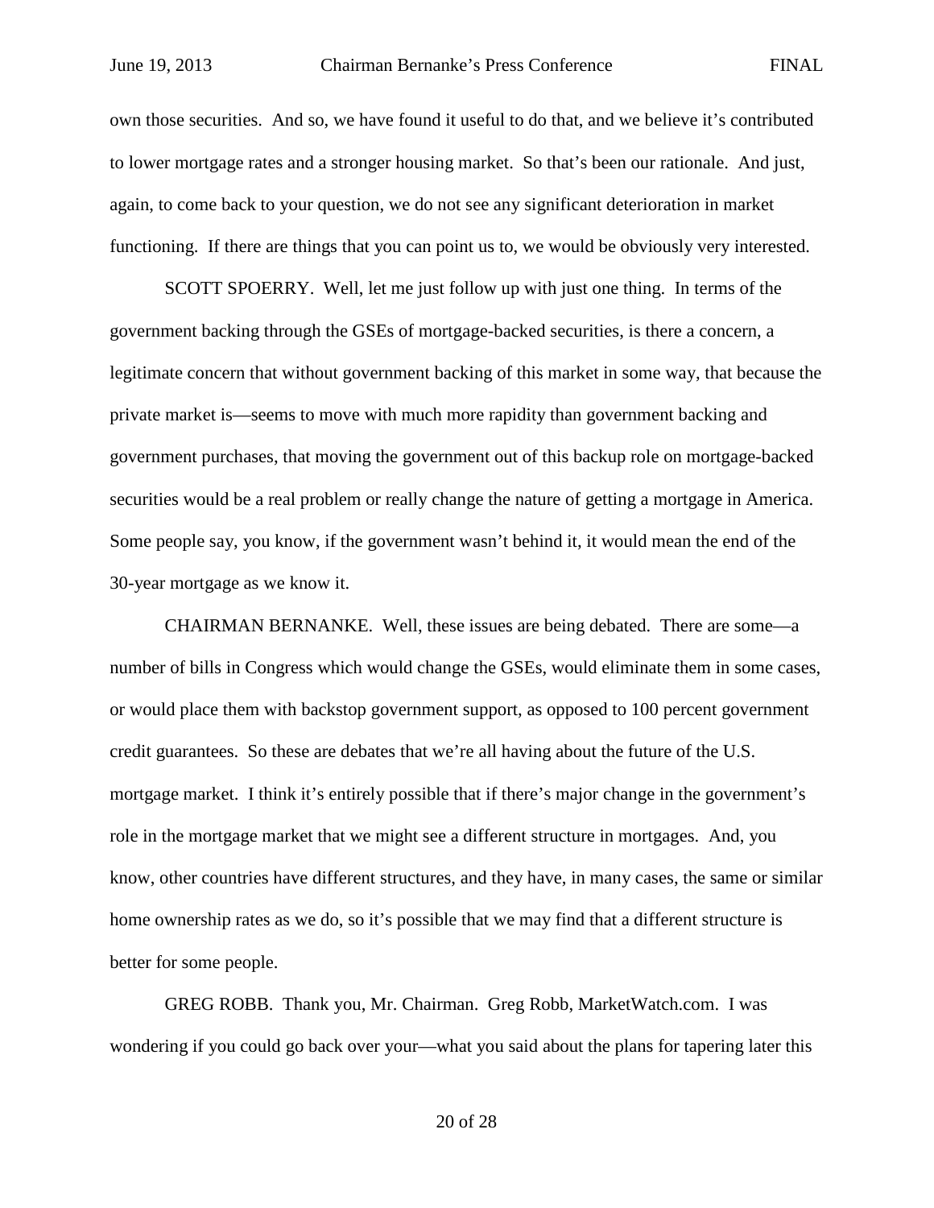own those securities. And so, we have found it useful to do that, and we believe it's contributed to lower mortgage rates and a stronger housing market. So that's been our rationale. And just, again, to come back to your question, we do not see any significant deterioration in market functioning. If there are things that you can point us to, we would be obviously very interested.

SCOTT SPOERRY. Well, let me just follow up with just one thing. In terms of the government backing through the GSEs of mortgage-backed securities, is there a concern, a legitimate concern that without government backing of this market in some way, that because the private market is—seems to move with much more rapidity than government backing and government purchases, that moving the government out of this backup role on mortgage-backed securities would be a real problem or really change the nature of getting a mortgage in America. Some people say, you know, if the government wasn't behind it, it would mean the end of the 30-year mortgage as we know it.

CHAIRMAN BERNANKE. Well, these issues are being debated. There are some—a number of bills in Congress which would change the GSEs, would eliminate them in some cases, or would place them with backstop government support, as opposed to 100 percent government credit guarantees. So these are debates that we're all having about the future of the U.S. mortgage market. I think it's entirely possible that if there's major change in the government's role in the mortgage market that we might see a different structure in mortgages. And, you know, other countries have different structures, and they have, in many cases, the same or similar home ownership rates as we do, so it's possible that we may find that a different structure is better for some people.

GREG ROBB. Thank you, Mr. Chairman. Greg Robb, MarketWatch.com. I was wondering if you could go back over your—what you said about the plans for tapering later this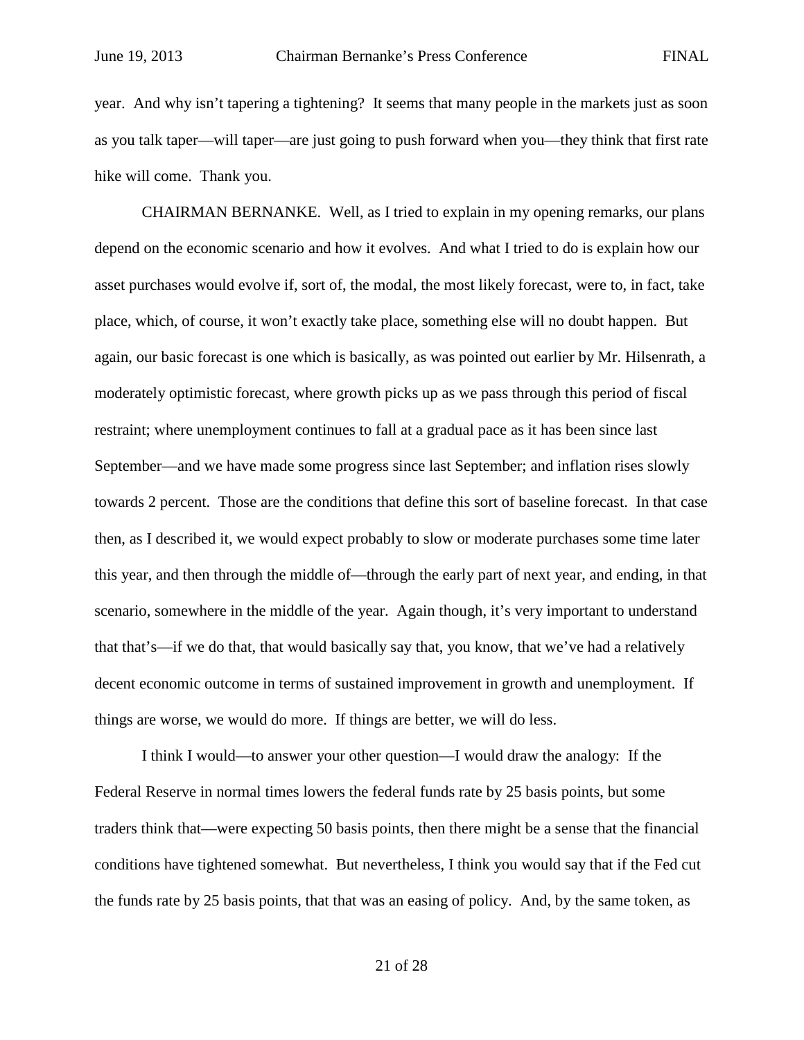year. And why isn't tapering a tightening? It seems that many people in the markets just as soon as you talk taper—will taper—are just going to push forward when you—they think that first rate hike will come. Thank you.

CHAIRMAN BERNANKE. Well, as I tried to explain in my opening remarks, our plans depend on the economic scenario and how it evolves. And what I tried to do is explain how our asset purchases would evolve if, sort of, the modal, the most likely forecast, were to, in fact, take place, which, of course, it won't exactly take place, something else will no doubt happen. But again, our basic forecast is one which is basically, as was pointed out earlier by Mr. Hilsenrath, a moderately optimistic forecast, where growth picks up as we pass through this period of fiscal restraint; where unemployment continues to fall at a gradual pace as it has been since last September—and we have made some progress since last September; and inflation rises slowly towards 2 percent. Those are the conditions that define this sort of baseline forecast. In that case then, as I described it, we would expect probably to slow or moderate purchases some time later this year, and then through the middle of—through the early part of next year, and ending, in that scenario, somewhere in the middle of the year. Again though, it's very important to understand that that's—if we do that, that would basically say that, you know, that we've had a relatively decent economic outcome in terms of sustained improvement in growth and unemployment. If things are worse, we would do more. If things are better, we will do less.

I think I would—to answer your other question—I would draw the analogy: If the Federal Reserve in normal times lowers the federal funds rate by 25 basis points, but some traders think that—were expecting 50 basis points, then there might be a sense that the financial conditions have tightened somewhat. But nevertheless, I think you would say that if the Fed cut the funds rate by 25 basis points, that that was an easing of policy. And, by the same token, as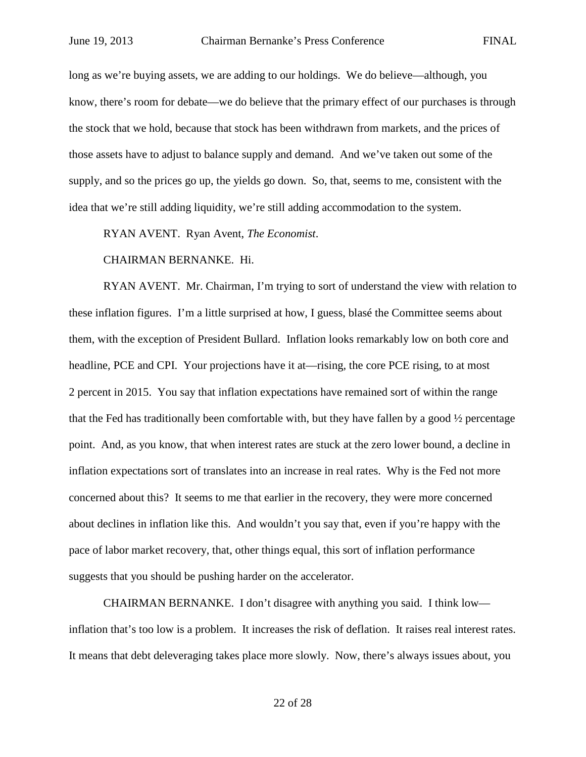long as we're buying assets, we are adding to our holdings. We do believe—although, you know, there's room for debate—we do believe that the primary effect of our purchases is through the stock that we hold, because that stock has been withdrawn from markets, and the prices of those assets have to adjust to balance supply and demand. And we've taken out some of the supply, and so the prices go up, the yields go down. So, that, seems to me, consistent with the idea that we're still adding liquidity, we're still adding accommodation to the system.

RYAN AVENT. Ryan Avent, *The Economist*.

CHAIRMAN BERNANKE. Hi.

RYAN AVENT. Mr. Chairman, I'm trying to sort of understand the view with relation to these inflation figures. I'm a little surprised at how, I guess, blasé the Committee seems about them, with the exception of President Bullard. Inflation looks remarkably low on both core and headline, PCE and CPI. Your projections have it at—rising, the core PCE rising, to at most 2 percent in 2015. You say that inflation expectations have remained sort of within the range that the Fed has traditionally been comfortable with, but they have fallen by a good ½ percentage point. And, as you know, that when interest rates are stuck at the zero lower bound, a decline in inflation expectations sort of translates into an increase in real rates. Why is the Fed not more concerned about this? It seems to me that earlier in the recovery, they were more concerned about declines in inflation like this. And wouldn't you say that, even if you're happy with the pace of labor market recovery, that, other things equal, this sort of inflation performance suggests that you should be pushing harder on the accelerator.

CHAIRMAN BERNANKE. I don't disagree with anything you said. I think low—inflation that's too low is a problem. It increases the risk of deflation. It raises real interest rates. It means that debt deleveraging takes place more slowly. Now, there's always issues about, you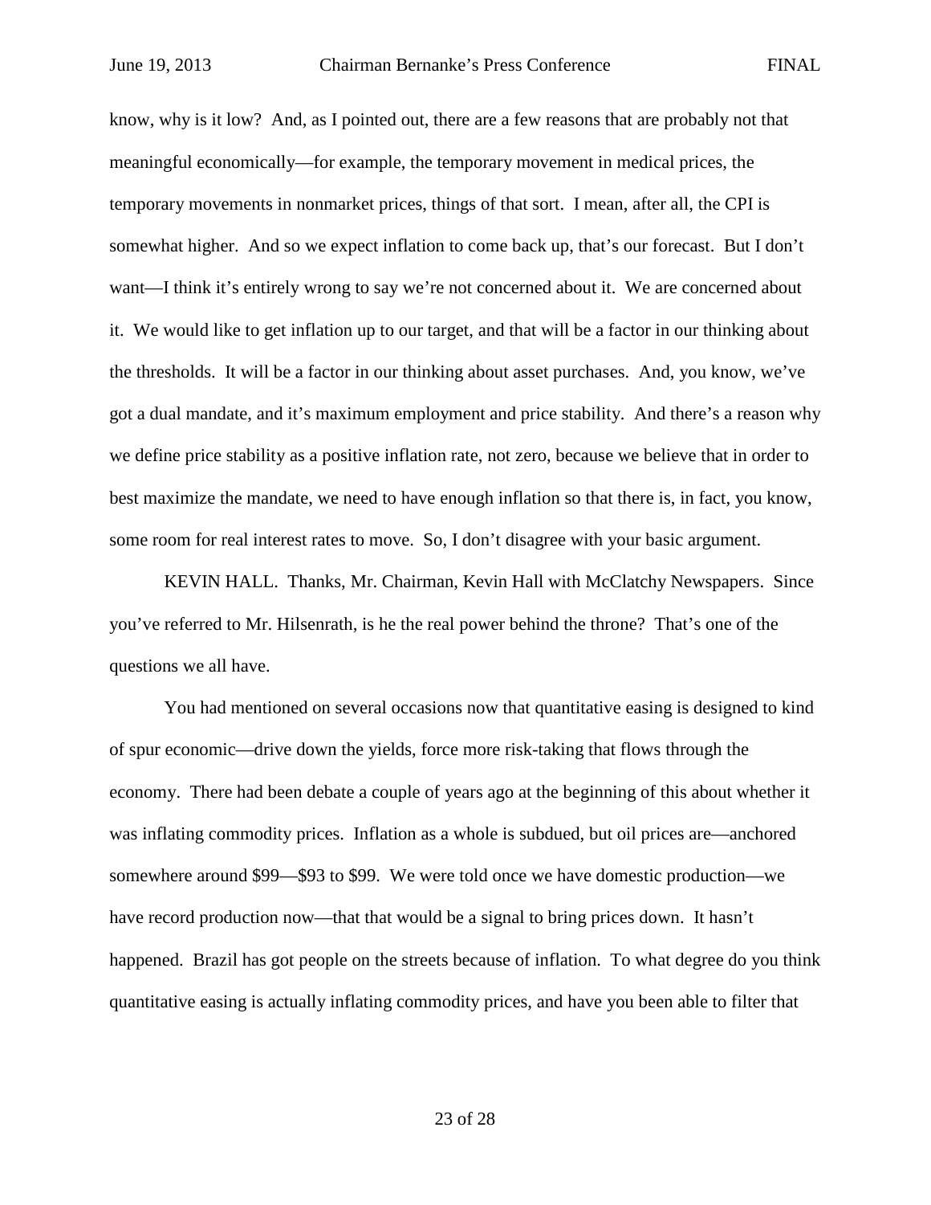know, why is it low? And, as I pointed out, there are a few reasons that are probably not that meaningful economically—for example, the temporary movement in medical prices, the temporary movements in nonmarket prices, things of that sort. I mean, after all, the CPI is somewhat higher. And so we expect inflation to come back up, that's our forecast. But I don't want—I think it's entirely wrong to say we're not concerned about it. We are concerned about it. We would like to get inflation up to our target, and that will be a factor in our thinking about the thresholds. It will be a factor in our thinking about asset purchases. And, you know, we've got a dual mandate, and it's maximum employment and price stability. And there's a reason why we define price stability as a positive inflation rate, not zero, because we believe that in order to best maximize the mandate, we need to have enough inflation so that there is, in fact, you know, some room for real interest rates to move. So, I don't disagree with your basic argument.

KEVIN HALL. Thanks, Mr. Chairman, Kevin Hall with McClatchy Newspapers. Since you've referred to Mr. Hilsenrath, is he the real power behind the throne? That's one of the questions we all have.

You had mentioned on several occasions now that quantitative easing is designed to kind of spur economic—drive down the yields, force more risk-taking that flows through the economy. There had been debate a couple of years ago at the beginning of this about whether it was inflating commodity prices. Inflation as a whole is subdued, but oil prices are—anchored somewhere around $99—$93 to $99. We were told once we have domestic production—we have record production now—that that would be a signal to bring prices down. It hasn't happened. Brazil has got people on the streets because of inflation. To what degree do you think quantitative easing is actually inflating commodity prices, and have you been able to filter that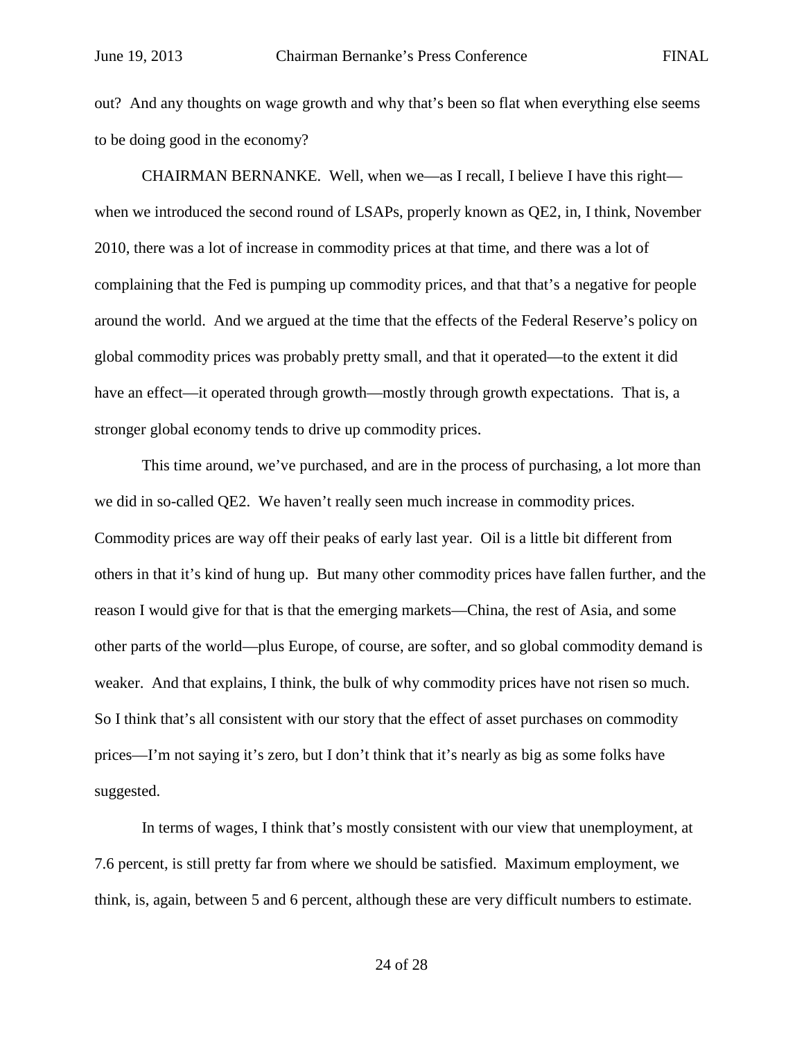out? And any thoughts on wage growth and why that's been so flat when everything else seems to be doing good in the economy?

CHAIRMAN BERNANKE. Well, when we—as I recall, I believe I have this right—when we introduced the second round of LSAPs, properly known as QE2, in, I think, November 2010, there was a lot of increase in commodity prices at that time, and there was a lot of complaining that the Fed is pumping up commodity prices, and that that's a negative for people around the world. And we argued at the time that the effects of the Federal Reserve's policy on global commodity prices was probably pretty small, and that it operated—to the extent it did have an effect—it operated through growth—mostly through growth expectations. That is, a stronger global economy tends to drive up commodity prices.

This time around, we've purchased, and are in the process of purchasing, a lot more than we did in so-called QE2. We haven't really seen much increase in commodity prices. Commodity prices are way off their peaks of early last year. Oil is a little bit different from others in that it's kind of hung up. But many other commodity prices have fallen further, and the reason I would give for that is that the emerging markets—China, the rest of Asia, and some other parts of the world—plus Europe, of course, are softer, and so global commodity demand is weaker. And that explains, I think, the bulk of why commodity prices have not risen so much. So I think that's all consistent with our story that the effect of asset purchases on commodity prices—I'm not saying it's zero, but I don't think that it's nearly as big as some folks have suggested.

In terms of wages, I think that's mostly consistent with our view that unemployment, at 7.6 percent, is still pretty far from where we should be satisfied. Maximum employment, we think, is, again, between 5 and 6 percent, although these are very difficult numbers to estimate.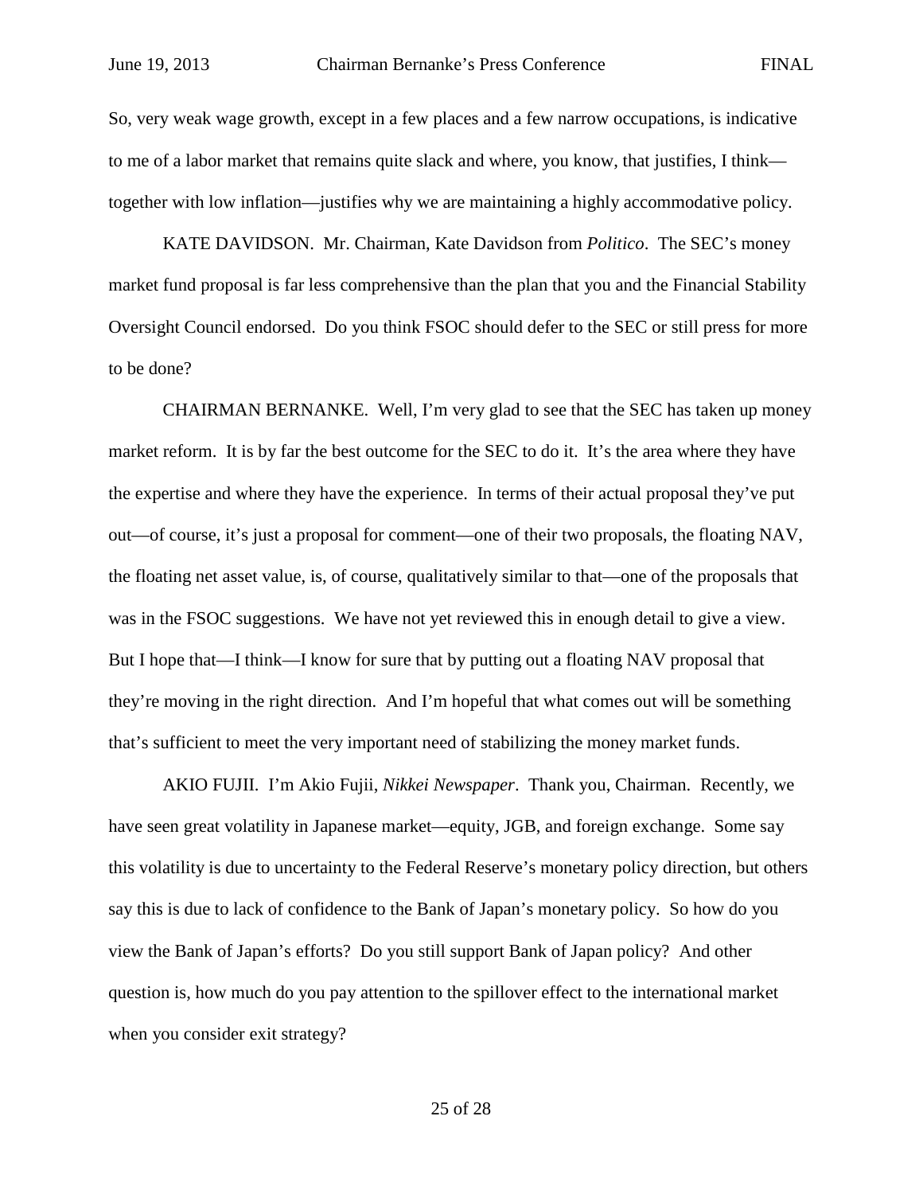So, very weak wage growth, except in a few places and a few narrow occupations, is indicative to me of a labor market that remains quite slack and where, you know, that justifies, I think—together with low inflation—justifies why we are maintaining a highly accommodative policy.

KATE DAVIDSON. Mr. Chairman, Kate Davidson from *Politico*. The SEC's money market fund proposal is far less comprehensive than the plan that you and the Financial Stability Oversight Council endorsed. Do you think FSOC should defer to the SEC or still press for more to be done?

CHAIRMAN BERNANKE. Well, I'm very glad to see that the SEC has taken up money market reform. It is by far the best outcome for the SEC to do it. It's the area where they have the expertise and where they have the experience. In terms of their actual proposal they've put out—of course, it's just a proposal for comment—one of their two proposals, the floating NAV, the floating net asset value, is, of course, qualitatively similar to that—one of the proposals that was in the FSOC suggestions. We have not yet reviewed this in enough detail to give a view. But I hope that—I think—I know for sure that by putting out a floating NAV proposal that they're moving in the right direction. And I'm hopeful that what comes out will be something that's sufficient to meet the very important need of stabilizing the money market funds.

AKIO FUJII. I'm Akio Fujii, *Nikkei Newspaper*. Thank you, Chairman. Recently, we have seen great volatility in Japanese market—equity, JGB, and foreign exchange. Some say this volatility is due to uncertainty to the Federal Reserve's monetary policy direction, but others say this is due to lack of confidence to the Bank of Japan's monetary policy. So how do you view the Bank of Japan's efforts? Do you still support Bank of Japan policy? And other question is, how much do you pay attention to the spillover effect to the international market when you consider exit strategy?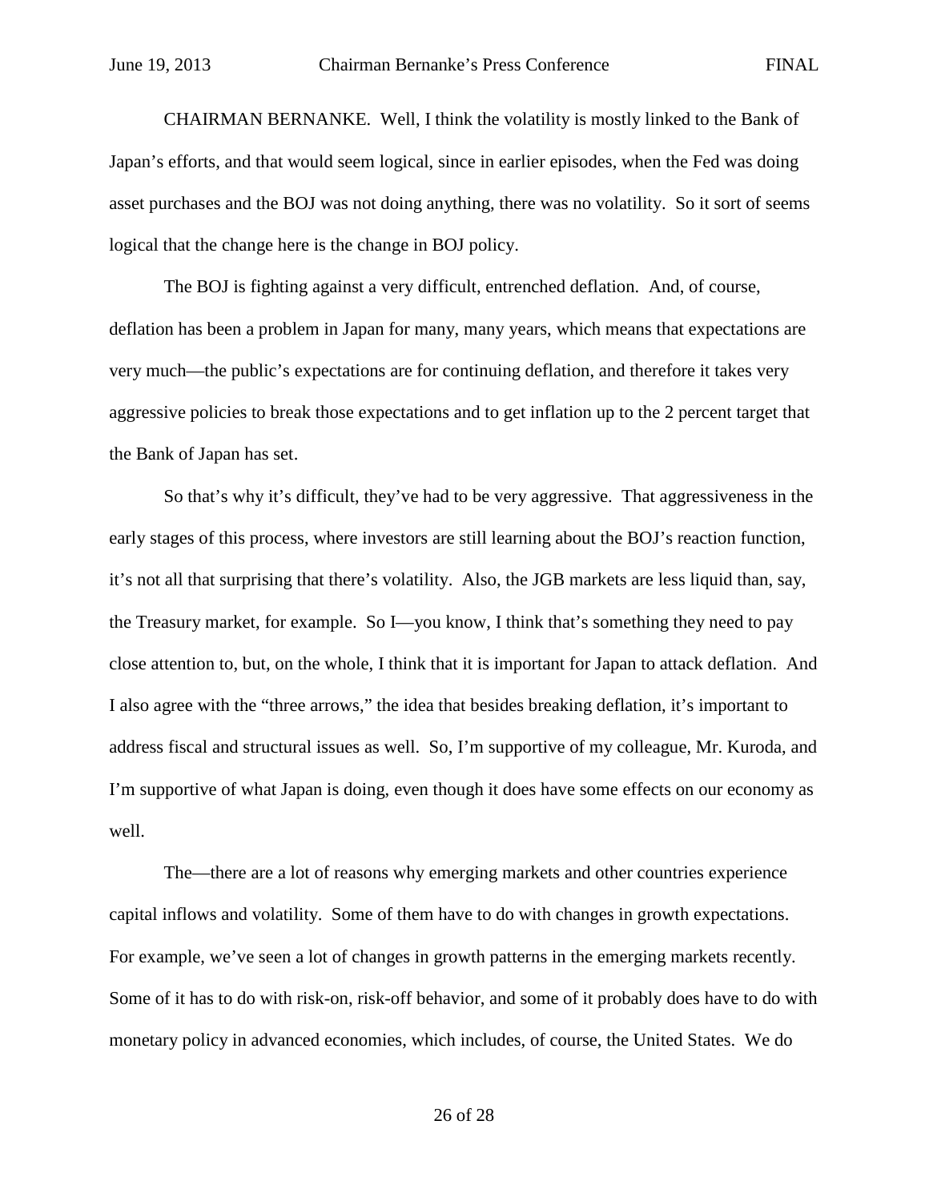CHAIRMAN BERNANKE. Well, I think the volatility is mostly linked to the Bank of Japan's efforts, and that would seem logical, since in earlier episodes, when the Fed was doing asset purchases and the BOJ was not doing anything, there was no volatility. So it sort of seems logical that the change here is the change in BOJ policy.

The BOJ is fighting against a very difficult, entrenched deflation. And, of course, deflation has been a problem in Japan for many, many years, which means that expectations are very much—the public's expectations are for continuing deflation, and therefore it takes very aggressive policies to break those expectations and to get inflation up to the 2 percent target that the Bank of Japan has set.

So that's why it's difficult, they've had to be very aggressive. That aggressiveness in the early stages of this process, where investors are still learning about the BOJ's reaction function, it's not all that surprising that there's volatility. Also, the JGB markets are less liquid than, say, the Treasury market, for example. So I—you know, I think that's something they need to pay close attention to, but, on the whole, I think that it is important for Japan to attack deflation. And I also agree with the "three arrows," the idea that besides breaking deflation, it's important to address fiscal and structural issues as well. So, I'm supportive of my colleague, Mr. Kuroda, and I'm supportive of what Japan is doing, even though it does have some effects on our economy as well.

The—there are a lot of reasons why emerging markets and other countries experience capital inflows and volatility. Some of them have to do with changes in growth expectations. For example, we've seen a lot of changes in growth patterns in the emerging markets recently. Some of it has to do with risk-on, risk-off behavior, and some of it probably does have to do with monetary policy in advanced economies, which includes, of course, the United States. We do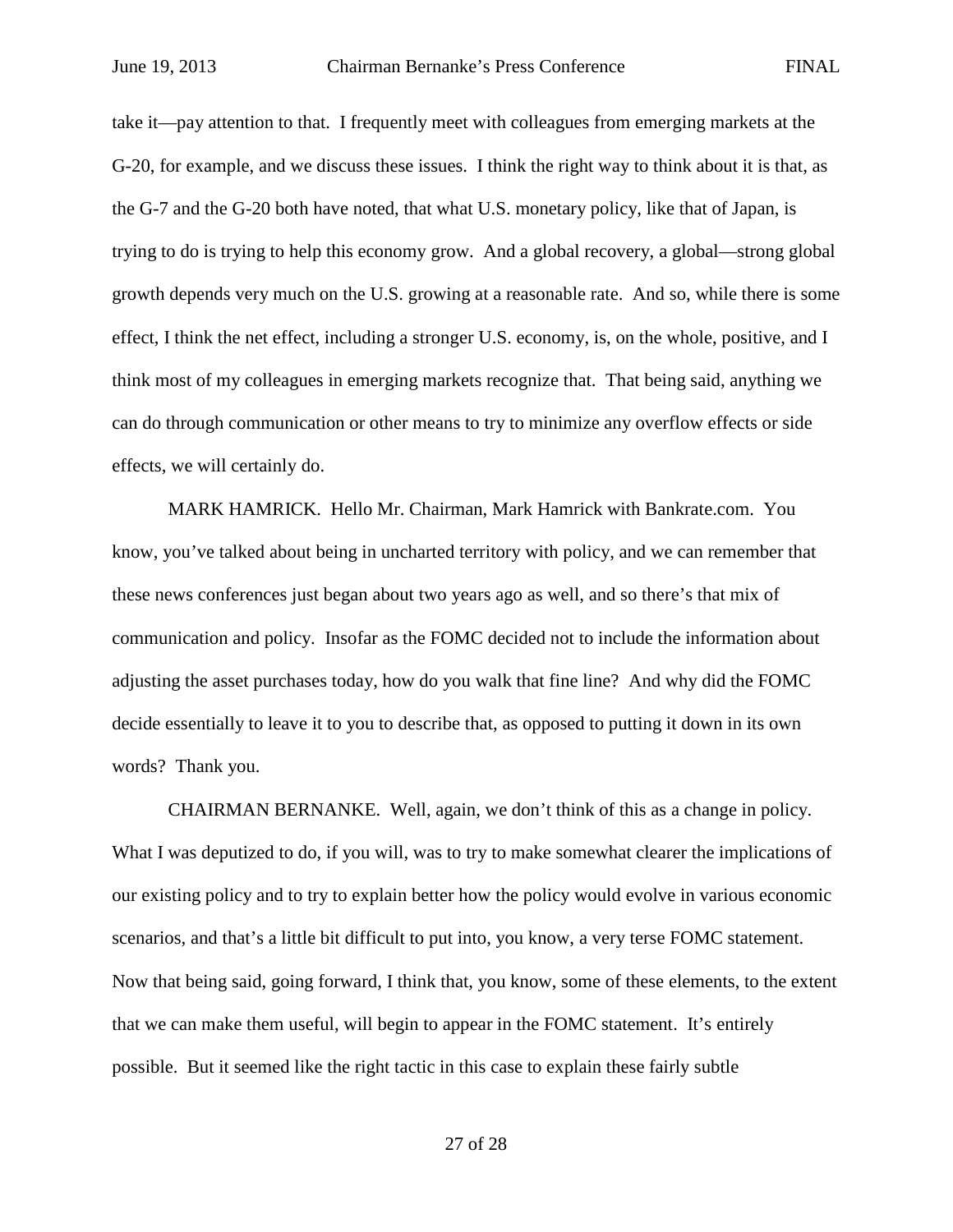take it—pay attention to that. I frequently meet with colleagues from emerging markets at the G-20, for example, and we discuss these issues. I think the right way to think about it is that, as the G-7 and the G-20 both have noted, that what U.S. monetary policy, like that of Japan, is trying to do is trying to help this economy grow. And a global recovery, a global—strong global growth depends very much on the U.S. growing at a reasonable rate. And so, while there is some effect, I think the net effect, including a stronger U.S. economy, is, on the whole, positive, and I think most of my colleagues in emerging markets recognize that. That being said, anything we can do through communication or other means to try to minimize any overflow effects or side effects, we will certainly do.

MARK HAMRICK. Hello Mr. Chairman, Mark Hamrick with Bankrate.com. You know, you've talked about being in uncharted territory with policy, and we can remember that these news conferences just began about two years ago as well, and so there's that mix of communication and policy. Insofar as the FOMC decided not to include the information about adjusting the asset purchases today, how do you walk that fine line? And why did the FOMC decide essentially to leave it to you to describe that, as opposed to putting it down in its own words? Thank you.

CHAIRMAN BERNANKE. Well, again, we don't think of this as a change in policy. What I was deputized to do, if you will, was to try to make somewhat clearer the implications of our existing policy and to try to explain better how the policy would evolve in various economic scenarios, and that's a little bit difficult to put into, you know, a very terse FOMC statement. Now that being said, going forward, I think that, you know, some of these elements, to the extent that we can make them useful, will begin to appear in the FOMC statement. It's entirely possible. But it seemed like the right tactic in this case to explain these fairly subtle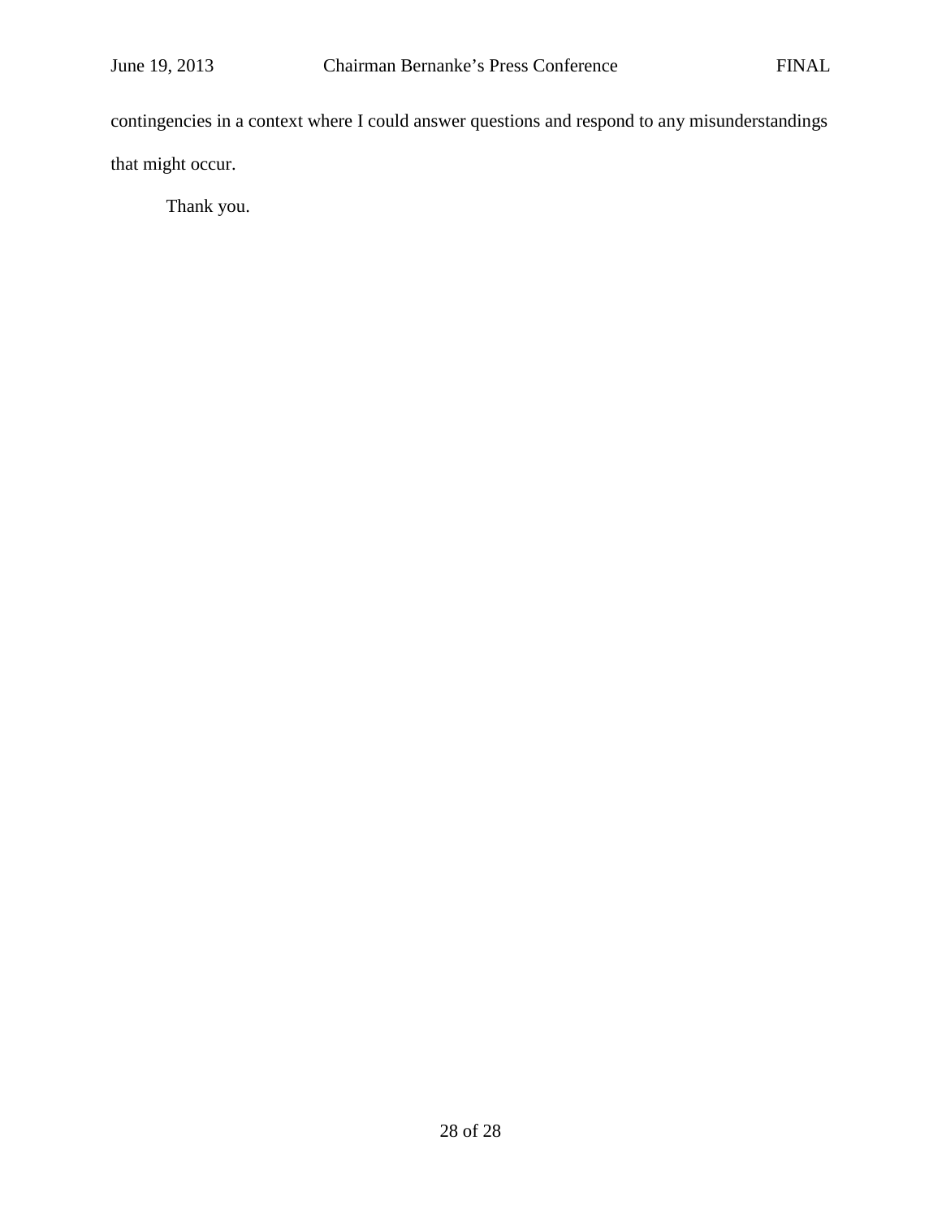contingencies in a context where I could answer questions and respond to any misunderstandings that might occur.

Thank you.